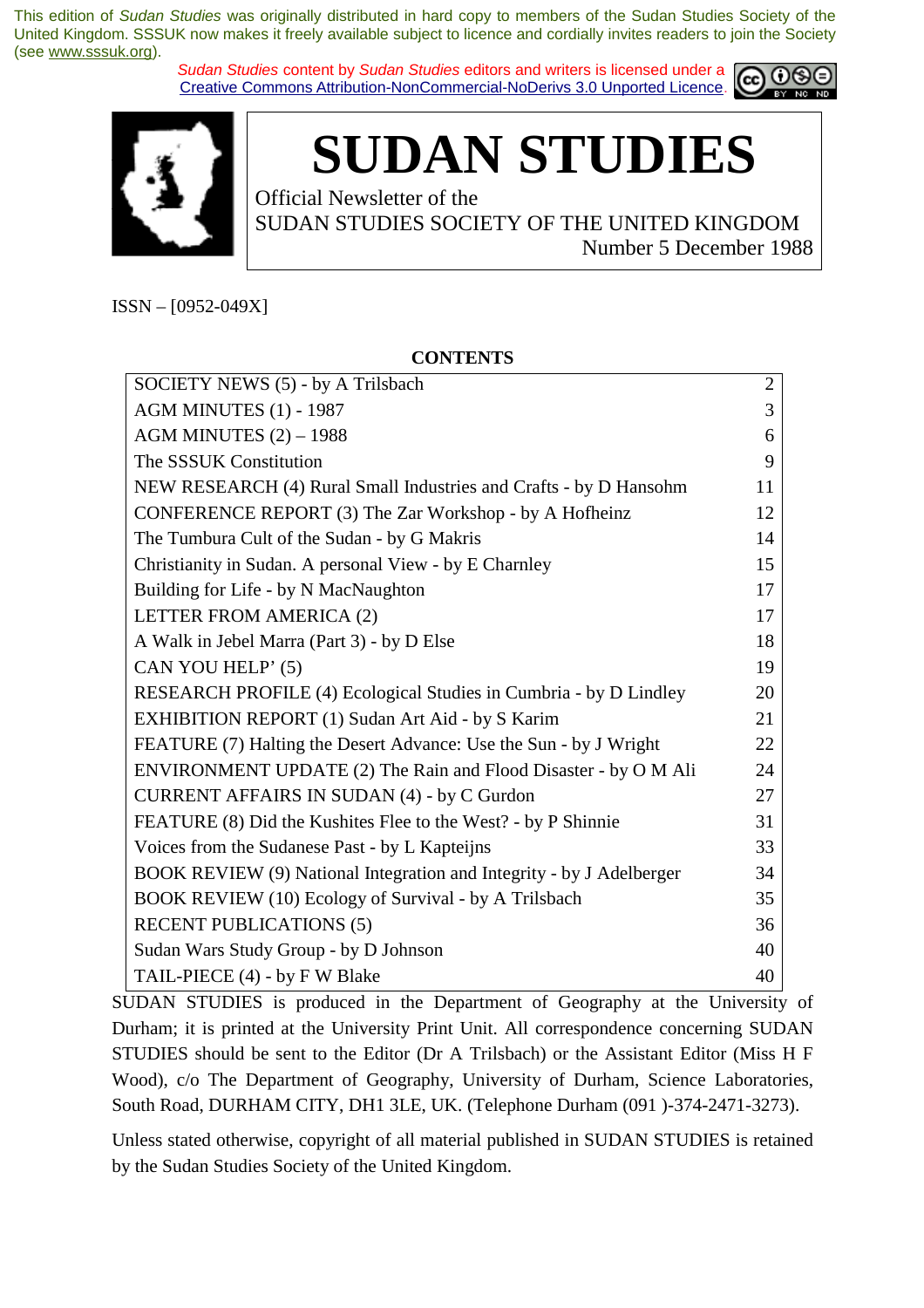This edition of *Sudan Studies* was originally distributed in hard copy to members of the Sudan Studies Society of the United Kingdom. SSSUK now makes it freely available subject to licence and cordially invites readers to join the Society (see www.sssuk.org).

*Sudan Studies* content by *Sudan Studies* editors and writers is licensed under a Creative Commons Attribution-NonCommercial-NoDerivs 3.0 Unported Licence.

# SUDAN STUDIES

Official Newsletter of the
SUDAN STUDIES SOCIETY OF THE UNITED KINGDOM
Number 5 December 1988

ISSN – [0952-049X]

**CONTENTS**

| | |
|---|---|
| SOCIETY NEWS (5) - by A Trilsbach | 2 |
| AGM MINUTES (1) - 1987 | 3 |
| AGM MINUTES (2) – 1988 | 6 |
| The SSSUK Constitution | 9 |
| NEW RESEARCH (4) Rural Small Industries and Crafts - by D Hansohm | 11 |
| CONFERENCE REPORT (3) The Zar Workshop - by A Hofheinz | 12 |
| The Tumbura Cult of the Sudan - by G Makris | 14 |
| Christianity in Sudan. A personal View - by E Charnley | 15 |
| Building for Life - by N MacNaughton | 17 |
| LETTER FROM AMERICA (2) | 17 |
| A Walk in Jebel Marra (Part 3) - by D Else | 18 |
| CAN YOU HELP' (5) | 19 |
| RESEARCH PROFILE (4) Ecological Studies in Cumbria - by D Lindley | 20 |
| EXHIBITION REPORT (1) Sudan Art Aid - by S Karim | 21 |
| FEATURE (7) Halting the Desert Advance: Use the Sun - by J Wright | 22 |
| ENVIRONMENT UPDATE (2) The Rain and Flood Disaster - by O M Ali | 24 |
| CURRENT AFFAIRS IN SUDAN (4) - by C Gurdon | 27 |
| FEATURE (8) Did the Kushites Flee to the West? - by P Shinnie | 31 |
| Voices from the Sudanese Past - by L Kapteijns | 33 |
| BOOK REVIEW (9) National Integration and Integrity - by J Adelberger | 34 |
| BOOK REVIEW (10) Ecology of Survival - by A Trilsbach | 35 |
| RECENT PUBLICATIONS (5) | 36 |
| Sudan Wars Study Group - by D Johnson | 40 |
| TAIL-PIECE (4) - by F W Blake | 40 |

SUDAN STUDIES is produced in the Department of Geography at the University of Durham; it is printed at the University Print Unit. All correspondence concerning SUDAN STUDIES should be sent to the Editor (Dr A Trilsbach) or the Assistant Editor (Miss H F Wood), c/o The Department of Geography, University of Durham, Science Laboratories, South Road, DURHAM CITY, DH1 3LE, UK. (Telephone Durham (091 )-374-2471-3273).

Unless stated otherwise, copyright of all material published in SUDAN STUDIES is retained by the Sudan Studies Society of the United Kingdom.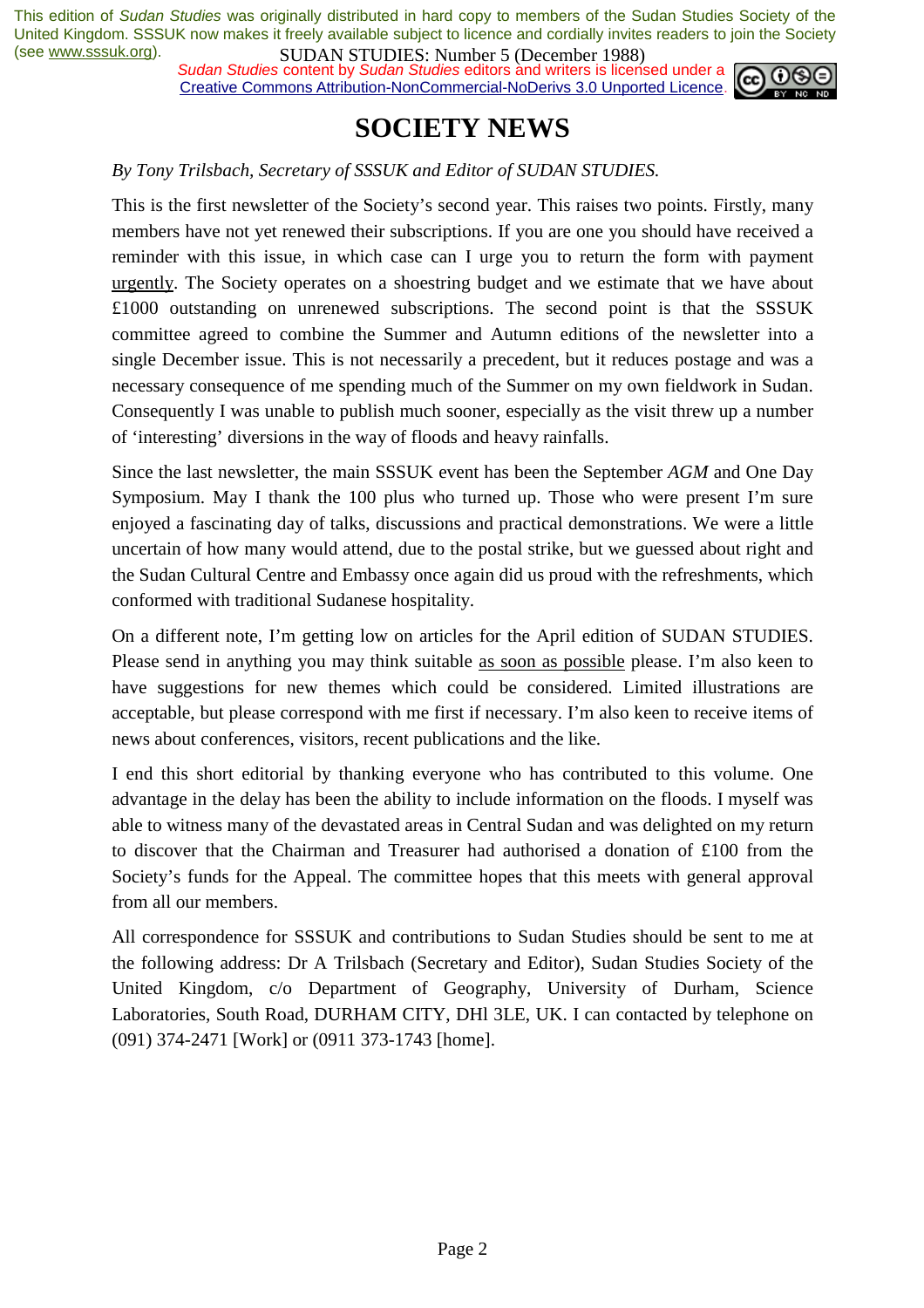# SOCIETY NEWS

*By Tony Trilsbach, Secretary of SSSUK and Editor of SUDAN STUDIES.*

This is the first newsletter of the Society's second year. This raises two points. Firstly, many members have not yet renewed their subscriptions. If you are one you should have received a reminder with this issue, in which case can I urge you to return the form with payment urgently. The Society operates on a shoestring budget and we estimate that we have about £1000 outstanding on unrenewed subscriptions. The second point is that the SSSUK committee agreed to combine the Summer and Autumn editions of the newsletter into a single December issue. This is not necessarily a precedent, but it reduces postage and was a necessary consequence of me spending much of the Summer on my own fieldwork in Sudan. Consequently I was unable to publish much sooner, especially as the visit threw up a number of 'interesting' diversions in the way of floods and heavy rainfalls.

Since the last newsletter, the main SSSUK event has been the September *AGM* and One Day Symposium. May I thank the 100 plus who turned up. Those who were present I'm sure enjoyed a fascinating day of talks, discussions and practical demonstrations. We were a little uncertain of how many would attend, due to the postal strike, but we guessed about right and the Sudan Cultural Centre and Embassy once again did us proud with the refreshments, which conformed with traditional Sudanese hospitality.

On a different note, I'm getting low on articles for the April edition of SUDAN STUDIES. Please send in anything you may think suitable as soon as possible please. I'm also keen to have suggestions for new themes which could be considered. Limited illustrations are acceptable, but please correspond with me first if necessary. I'm also keen to receive items of news about conferences, visitors, recent publications and the like.

I end this short editorial by thanking everyone who has contributed to this volume. One advantage in the delay has been the ability to include information on the floods. I myself was able to witness many of the devastated areas in Central Sudan and was delighted on my return to discover that the Chairman and Treasurer had authorised a donation of £100 from the Society's funds for the Appeal. The committee hopes that this meets with general approval from all our members.

All correspondence for SSSUK and contributions to Sudan Studies should be sent to me at the following address: Dr A Trilsbach (Secretary and Editor), Sudan Studies Society of the United Kingdom, c/o Department of Geography, University of Durham, Science Laboratories, South Road, DURHAM CITY, DHl 3LE, UK. I can contacted by telephone on (091) 374-2471 [Work] or (0911 373-1743 [home].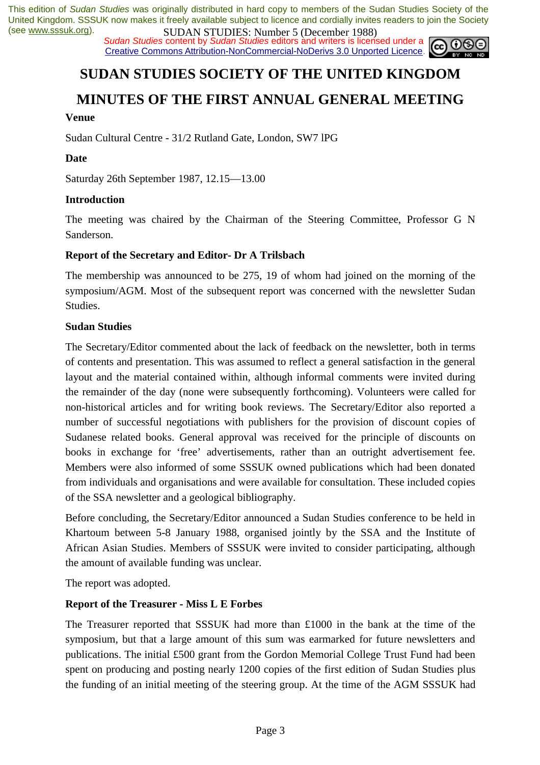# SUDAN STUDIES SOCIETY OF THE UNITED KINGDOM

# MINUTES OF THE FIRST ANNUAL GENERAL MEETING

**Venue**

Sudan Cultural Centre - 31/2 Rutland Gate, London, SW7 lPG

**Date**

Saturday 26th September 1987, 12.15—13.00

**Introduction**

The meeting was chaired by the Chairman of the Steering Committee, Professor G N Sanderson.

**Report of the Secretary and Editor- Dr A Trilsbach**

The membership was announced to be 275, 19 of whom had joined on the morning of the symposium/AGM. Most of the subsequent report was concerned with the newsletter Sudan Studies.

**Sudan Studies**

The Secretary/Editor commented about the lack of feedback on the newsletter, both in terms of contents and presentation. This was assumed to reflect a general satisfaction in the general layout and the material contained within, although informal comments were invited during the remainder of the day (none were subsequently forthcoming). Volunteers were called for non-historical articles and for writing book reviews. The Secretary/Editor also reported a number of successful negotiations with publishers for the provision of discount copies of Sudanese related books. General approval was received for the principle of discounts on books in exchange for 'free' advertisements, rather than an outright advertisement fee. Members were also informed of some SSSUK owned publications which had been donated from individuals and organisations and were available for consultation. These included copies of the SSA newsletter and a geological bibliography.

Before concluding, the Secretary/Editor announced a Sudan Studies conference to be held in Khartoum between 5-8 January 1988, organised jointly by the SSA and the Institute of African Asian Studies. Members of SSSUK were invited to consider participating, although the amount of available funding was unclear.

The report was adopted.

**Report of the Treasurer - Miss L E Forbes**

The Treasurer reported that SSSUK had more than £1000 in the bank at the time of the symposium, but that a large amount of this sum was earmarked for future newsletters and publications. The initial £500 grant from the Gordon Memorial College Trust Fund had been spent on producing and posting nearly 1200 copies of the first edition of Sudan Studies plus the funding of an initial meeting of the steering group. At the time of the AGM SSSUK had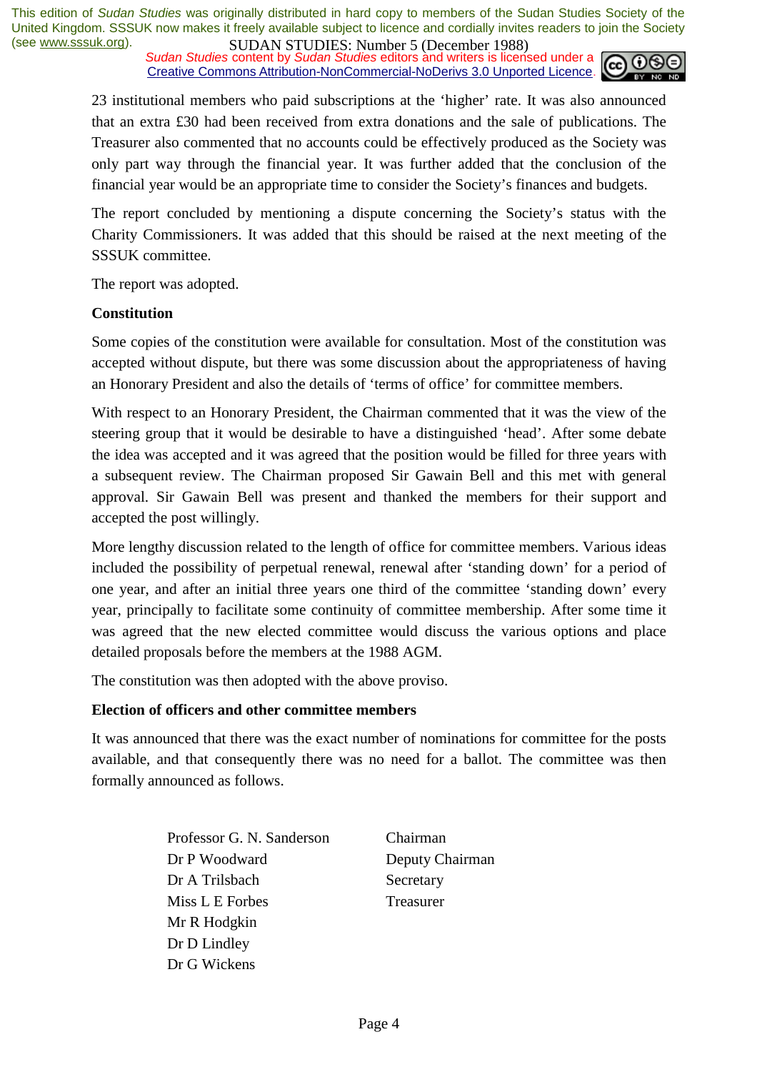23 institutional members who paid subscriptions at the 'higher' rate. It was also announced that an extra £30 had been received from extra donations and the sale of publications. The Treasurer also commented that no accounts could be effectively produced as the Society was only part way through the financial year. It was further added that the conclusion of the financial year would be an appropriate time to consider the Society's finances and budgets.

The report concluded by mentioning a dispute concerning the Society's status with the Charity Commissioners. It was added that this should be raised at the next meeting of the SSSUK committee.

The report was adopted.

**Constitution**

Some copies of the constitution were available for consultation. Most of the constitution was accepted without dispute, but there was some discussion about the appropriateness of having an Honorary President and also the details of 'terms of office' for committee members.

With respect to an Honorary President, the Chairman commented that it was the view of the steering group that it would be desirable to have a distinguished 'head'. After some debate the idea was accepted and it was agreed that the position would be filled for three years with a subsequent review. The Chairman proposed Sir Gawain Bell and this met with general approval. Sir Gawain Bell was present and thanked the members for their support and accepted the post willingly.

More lengthy discussion related to the length of office for committee members. Various ideas included the possibility of perpetual renewal, renewal after 'standing down' for a period of one year, and after an initial three years one third of the committee 'standing down' every year, principally to facilitate some continuity of committee membership. After some time it was agreed that the new elected committee would discuss the various options and place detailed proposals before the members at the 1988 AGM.

The constitution was then adopted with the above proviso.

**Election of officers and other committee members**

It was announced that there was the exact number of nominations for committee for the posts available, and that consequently there was no need for a ballot. The committee was then formally announced as follows.

| | |
|---|---|
| Professor G. N. Sanderson | Chairman |
| Dr P Woodward | Deputy Chairman |
| Dr A Trilsbach | Secretary |
| Miss L E Forbes | Treasurer |
| Mr R Hodgkin | |
| Dr D Lindley | |
| Dr G Wickens | |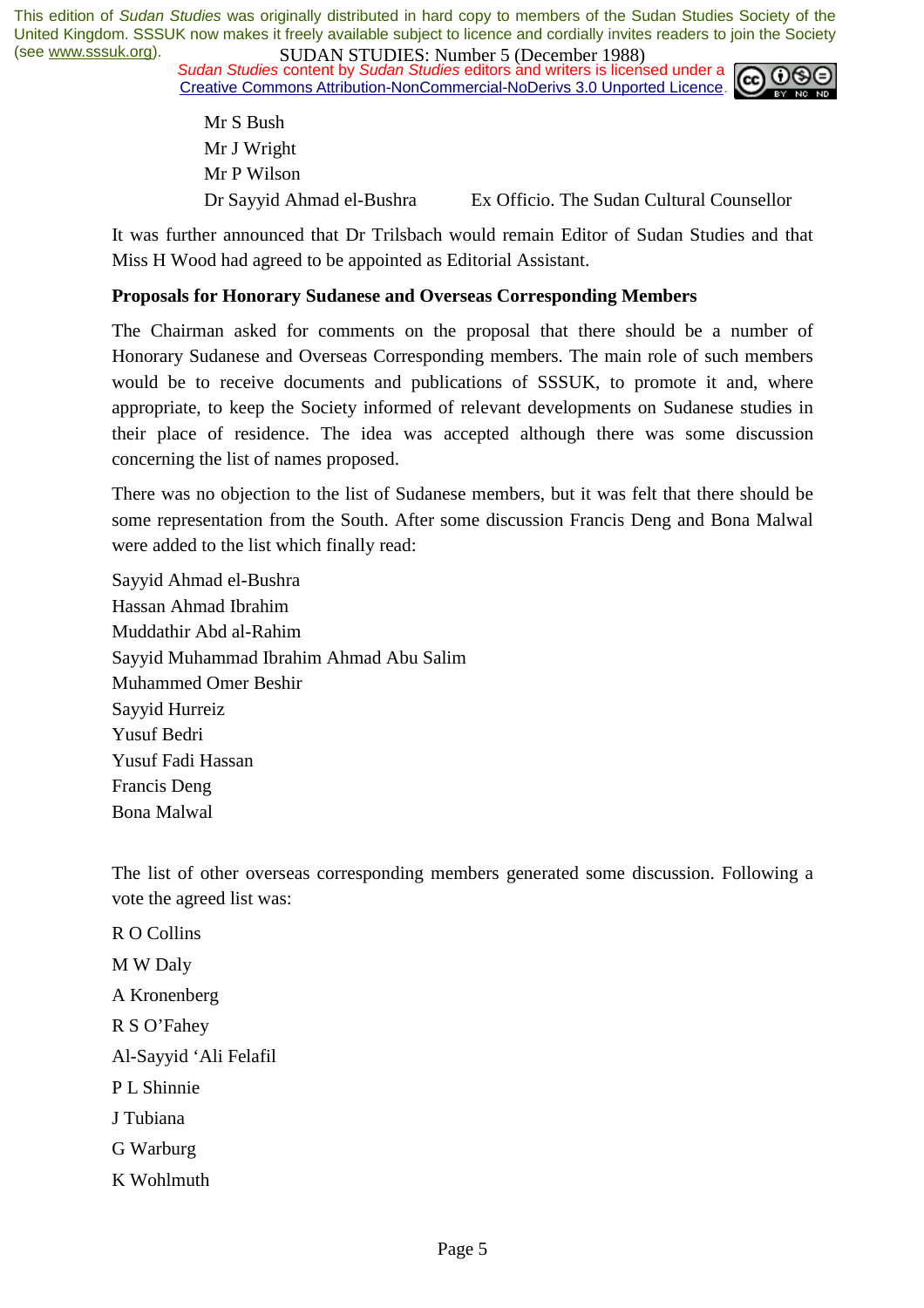Mr S Bush
Mr J Wright
Mr P Wilson
Dr Sayyid Ahmad el-Bushra    Ex Officio. The Sudan Cultural Counsellor

It was further announced that Dr Trilsbach would remain Editor of Sudan Studies and that Miss H Wood had agreed to be appointed as Editorial Assistant.

**Proposals for Honorary Sudanese and Overseas Corresponding Members**

The Chairman asked for comments on the proposal that there should be a number of Honorary Sudanese and Overseas Corresponding members. The main role of such members would be to receive documents and publications of SSSUK, to promote it and, where appropriate, to keep the Society informed of relevant developments on Sudanese studies in their place of residence. The idea was accepted although there was some discussion concerning the list of names proposed.

There was no objection to the list of Sudanese members, but it was felt that there should be some representation from the South. After some discussion Francis Deng and Bona Malwal were added to the list which finally read:

Sayyid Ahmad el-Bushra
Hassan Ahmad Ibrahim
Muddathir Abd al-Rahim
Sayyid Muhammad Ibrahim Ahmad Abu Salim
Muhammed Omer Beshir
Sayyid Hurreiz
Yusuf Bedri
Yusuf Fadi Hassan
Francis Deng
Bona Malwal

The list of other overseas corresponding members generated some discussion. Following a vote the agreed list was:

R O Collins

M W Daly

A Kronenberg

R S O'Fahey

Al-Sayyid 'Ali Felafil

P L Shinnie

J Tubiana

G Warburg

K Wohlmuth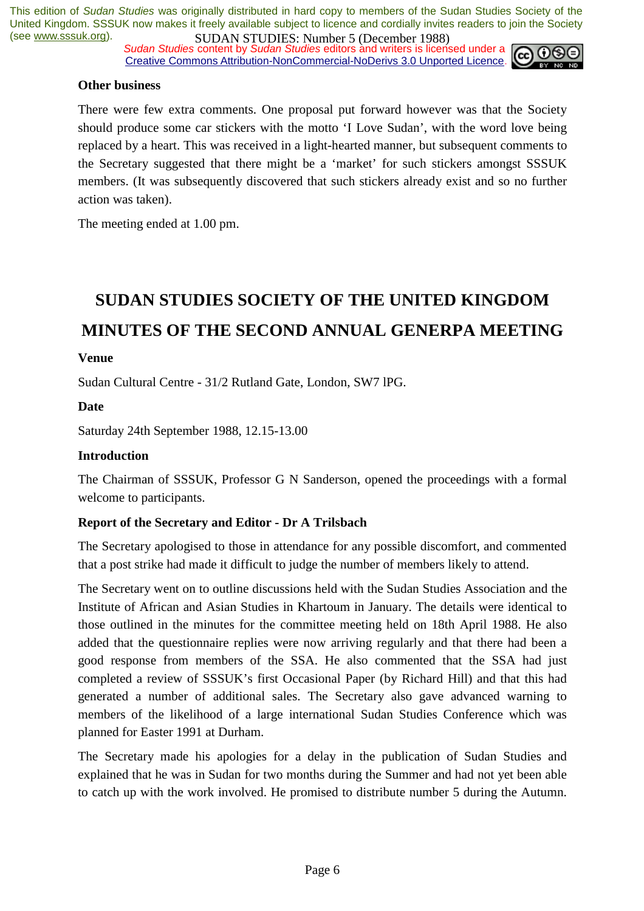**Other business**

There were few extra comments. One proposal put forward however was that the Society should produce some car stickers with the motto 'I Love Sudan', with the word love being replaced by a heart. This was received in a light-hearted manner, but subsequent comments to the Secretary suggested that there might be a 'market' for such stickers amongst SSSUK members. (It was subsequently discovered that such stickers already exist and so no further action was taken).

The meeting ended at 1.00 pm.

## SUDAN STUDIES SOCIETY OF THE UNITED KINGDOM

## MINUTES OF THE SECOND ANNUAL GENERPA MEETING

**Venue**

Sudan Cultural Centre - 31/2 Rutland Gate, London, SW7 lPG.

**Date**

Saturday 24th September 1988, 12.15-13.00

**Introduction**

The Chairman of SSSUK, Professor G N Sanderson, opened the proceedings with a formal welcome to participants.

**Report of the Secretary and Editor - Dr A Trilsbach**

The Secretary apologised to those in attendance for any possible discomfort, and commented that a post strike had made it difficult to judge the number of members likely to attend.

The Secretary went on to outline discussions held with the Sudan Studies Association and the Institute of African and Asian Studies in Khartoum in January. The details were identical to those outlined in the minutes for the committee meeting held on 18th April 1988. He also added that the questionnaire replies were now arriving regularly and that there had been a good response from members of the SSA. He also commented that the SSA had just completed a review of SSSUK's first Occasional Paper (by Richard Hill) and that this had generated a number of additional sales. The Secretary also gave advanced warning to members of the likelihood of a large international Sudan Studies Conference which was planned for Easter 1991 at Durham.

The Secretary made his apologies for a delay in the publication of Sudan Studies and explained that he was in Sudan for two months during the Summer and had not yet been able to catch up with the work involved. He promised to distribute number 5 during the Autumn.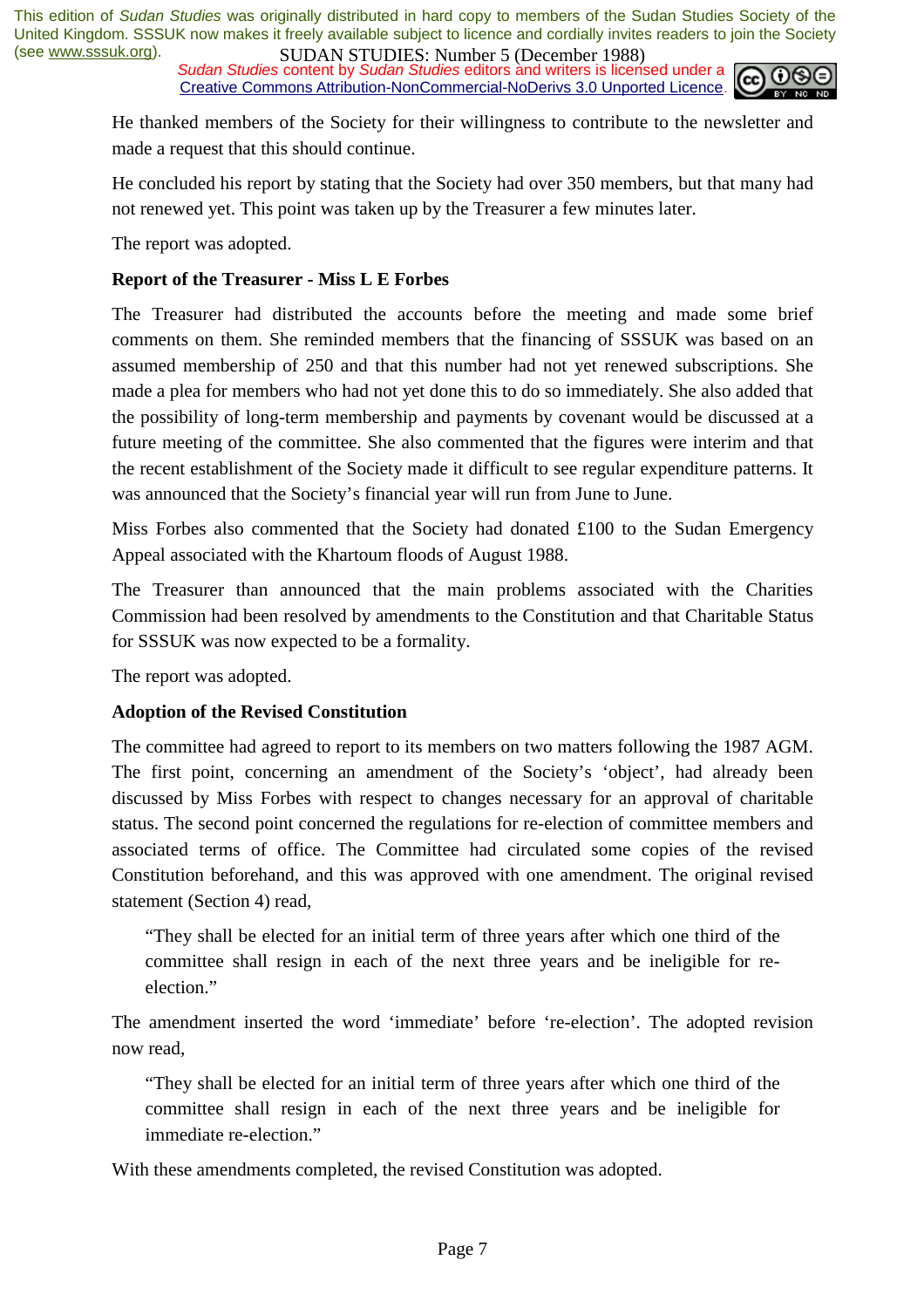He thanked members of the Society for their willingness to contribute to the newsletter and made a request that this should continue.

He concluded his report by stating that the Society had over 350 members, but that many had not renewed yet. This point was taken up by the Treasurer a few minutes later.

The report was adopted.

**Report of the Treasurer - Miss L E Forbes**

The Treasurer had distributed the accounts before the meeting and made some brief comments on them. She reminded members that the financing of SSSUK was based on an assumed membership of 250 and that this number had not yet renewed subscriptions. She made a plea for members who had not yet done this to do so immediately. She also added that the possibility of long-term membership and payments by covenant would be discussed at a future meeting of the committee. She also commented that the figures were interim and that the recent establishment of the Society made it difficult to see regular expenditure patterns. It was announced that the Society's financial year will run from June to June.

Miss Forbes also commented that the Society had donated £100 to the Sudan Emergency Appeal associated with the Khartoum floods of August 1988.

The Treasurer than announced that the main problems associated with the Charities Commission had been resolved by amendments to the Constitution and that Charitable Status for SSSUK was now expected to be a formality.

The report was adopted.

**Adoption of the Revised Constitution**

The committee had agreed to report to its members on two matters following the 1987 AGM. The first point, concerning an amendment of the Society's 'object', had already been discussed by Miss Forbes with respect to changes necessary for an approval of charitable status. The second point concerned the regulations for re-election of committee members and associated terms of office. The Committee had circulated some copies of the revised Constitution beforehand, and this was approved with one amendment. The original revised statement (Section 4) read,

> "They shall be elected for an initial term of three years after which one third of the committee shall resign in each of the next three years and be ineligible for re-election."

The amendment inserted the word 'immediate' before 're-election'. The adopted revision now read,

> "They shall be elected for an initial term of three years after which one third of the committee shall resign in each of the next three years and be ineligible for immediate re-election."

With these amendments completed, the revised Constitution was adopted.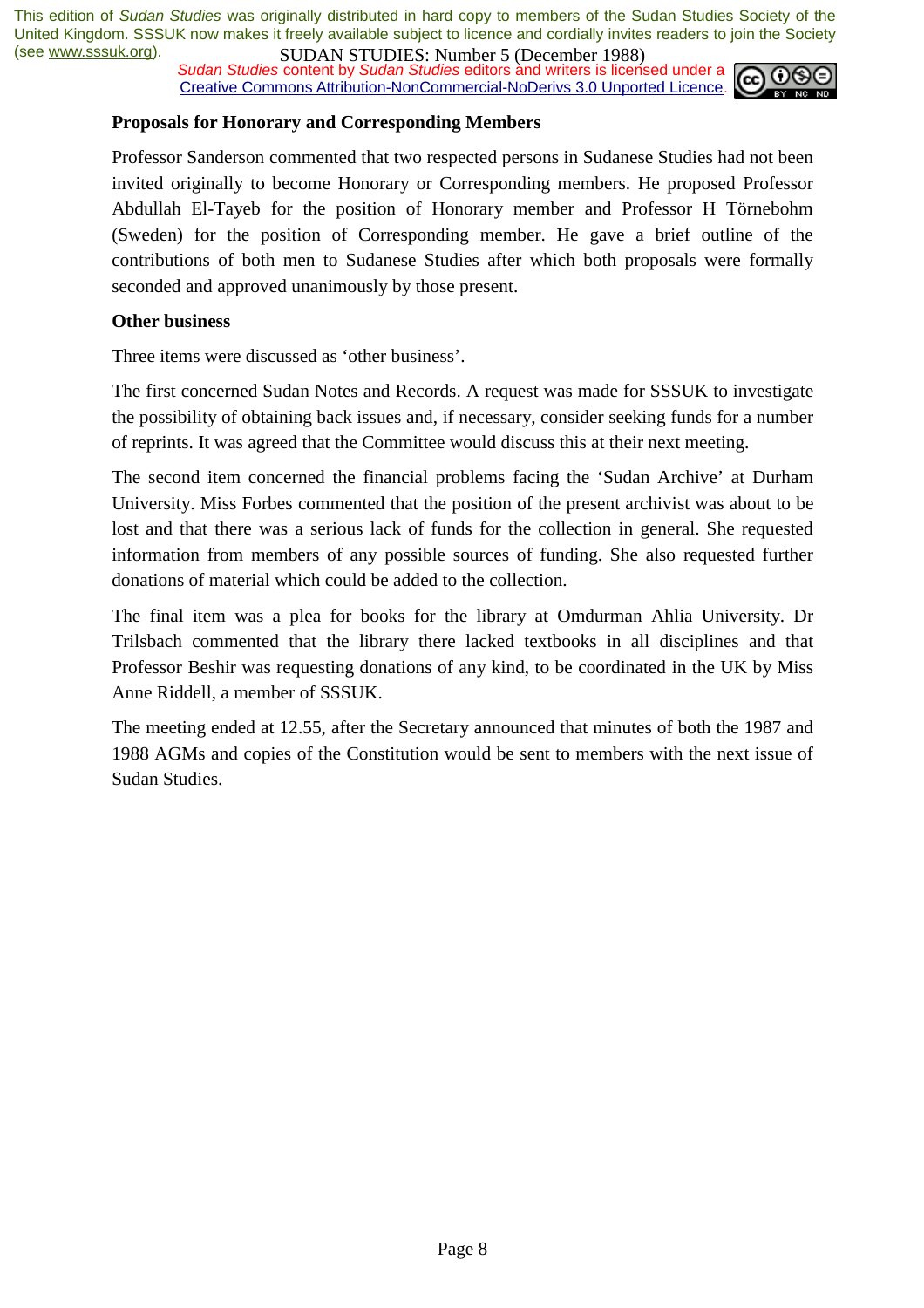**Proposals for Honorary and Corresponding Members**

Professor Sanderson commented that two respected persons in Sudanese Studies had not been invited originally to become Honorary or Corresponding members. He proposed Professor Abdullah El-Tayeb for the position of Honorary member and Professor H Törnebohm (Sweden) for the position of Corresponding member. He gave a brief outline of the contributions of both men to Sudanese Studies after which both proposals were formally seconded and approved unanimously by those present.

**Other business**

Three items were discussed as 'other business'.

The first concerned Sudan Notes and Records. A request was made for SSSUK to investigate the possibility of obtaining back issues and, if necessary, consider seeking funds for a number of reprints. It was agreed that the Committee would discuss this at their next meeting.

The second item concerned the financial problems facing the 'Sudan Archive' at Durham University. Miss Forbes commented that the position of the present archivist was about to be lost and that there was a serious lack of funds for the collection in general. She requested information from members of any possible sources of funding. She also requested further donations of material which could be added to the collection.

The final item was a plea for books for the library at Omdurman Ahlia University. Dr Trilsbach commented that the library there lacked textbooks in all disciplines and that Professor Beshir was requesting donations of any kind, to be coordinated in the UK by Miss Anne Riddell, a member of SSSUK.

The meeting ended at 12.55, after the Secretary announced that minutes of both the 1987 and 1988 AGMs and copies of the Constitution would be sent to members with the next issue of Sudan Studies.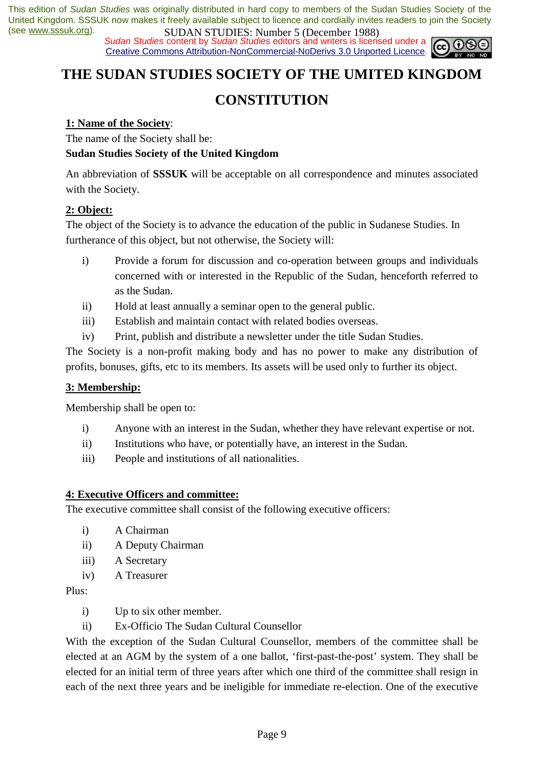# THE SUDAN STUDIES SOCIETY OF THE UMITED KINGDOM

## CONSTITUTION

**1: Name of the Society**:

The name of the Society shall be:

**Sudan Studies Society of the United Kingdom**

An abbreviation of **SSSUK** will be acceptable on all correspondence and minutes associated with the Society.

**2: Object:**

The object of the Society is to advance the education of the public in Sudanese Studies. In furtherance of this object, but not otherwise, the Society will:

i) Provide a forum for discussion and co-operation between groups and individuals concerned with or interested in the Republic of the Sudan, henceforth referred to as the Sudan.

ii) Hold at least annually a seminar open to the general public.

iii) Establish and maintain contact with related bodies overseas.

iv) Print, publish and distribute a newsletter under the title Sudan Studies.

The Society is a non-profit making body and has no power to make any distribution of profits, bonuses, gifts, etc to its members. Its assets will be used only to further its object.

**3: Membership:**

Membership shall be open to:

i) Anyone with an interest in the Sudan, whether they have relevant expertise or not.

ii) Institutions who have, or potentially have, an interest in the Sudan.

iii) People and institutions of all nationalities.

**4: Executive Officers and committee:**

The executive committee shall consist of the following executive officers:

i) A Chairman

ii) A Deputy Chairman

iii) A Secretary

iv) A Treasurer

Plus:

i) Up to six other member.

ii) Ex-Officio The Sudan Cultural Counsellor

With the exception of the Sudan Cultural Counsellor, members of the committee shall be elected at an AGM by the system of a one ballot, 'first-past-the-post' system. They shall be elected for an initial term of three years after which one third of the committee shall resign in each of the next three years and be ineligible for immediate re-election. One of the executive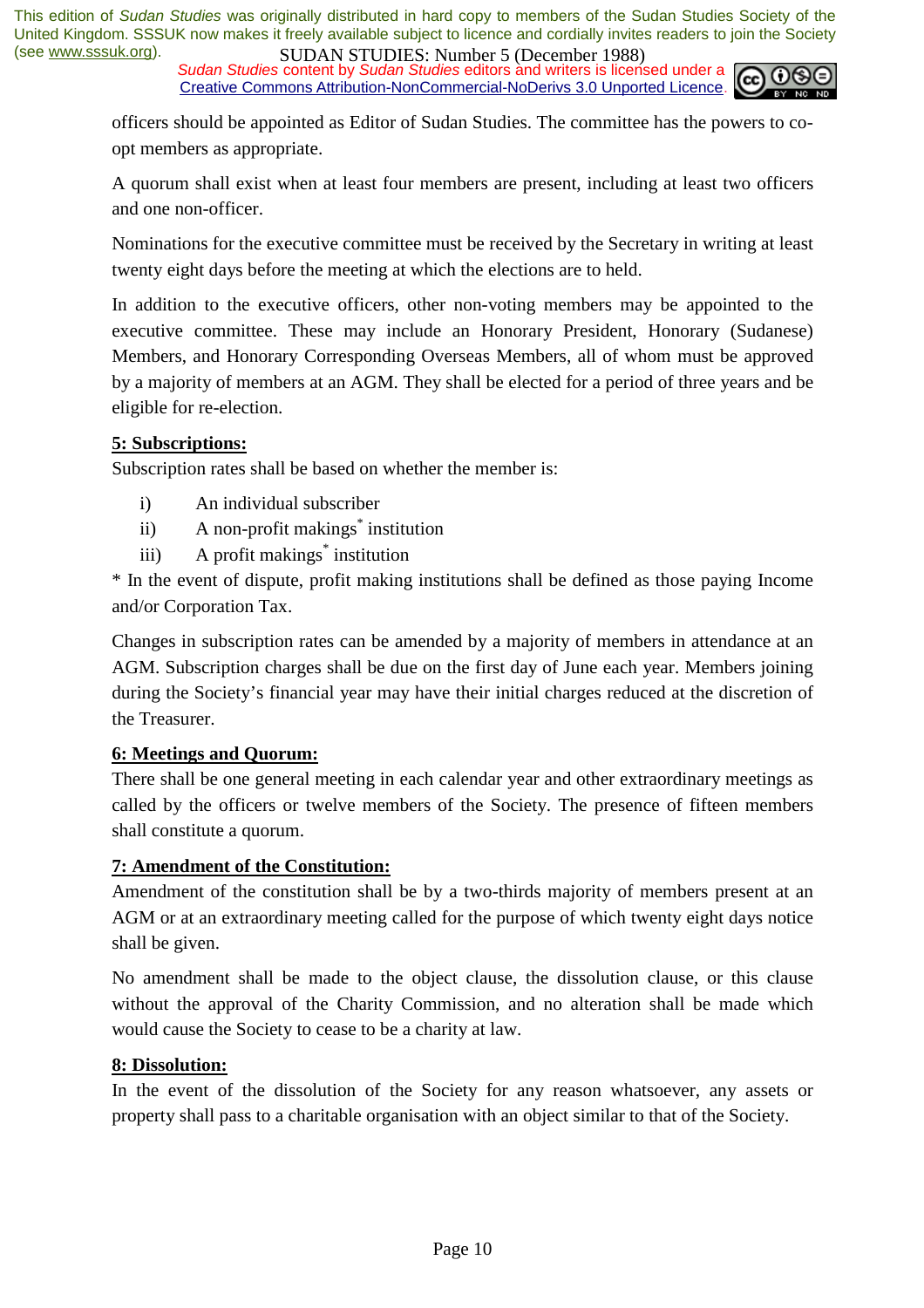officers should be appointed as Editor of Sudan Studies. The committee has the powers to co-opt members as appropriate.

A quorum shall exist when at least four members are present, including at least two officers and one non-officer.

Nominations for the executive committee must be received by the Secretary in writing at least twenty eight days before the meeting at which the elections are to held.

In addition to the executive officers, other non-voting members may be appointed to the executive committee. These may include an Honorary President, Honorary (Sudanese) Members, and Honorary Corresponding Overseas Members, all of whom must be approved by a majority of members at an AGM. They shall be elected for a period of three years and be eligible for re-election.

**5: Subscriptions:**

Subscription rates shall be based on whether the member is:

i) An individual subscriber
ii) A non-profit makings* institution
iii) A profit makings* institution

* In the event of dispute, profit making institutions shall be defined as those paying Income and/or Corporation Tax.

Changes in subscription rates can be amended by a majority of members in attendance at an AGM. Subscription charges shall be due on the first day of June each year. Members joining during the Society's financial year may have their initial charges reduced at the discretion of the Treasurer.

**6: Meetings and Quorum:**

There shall be one general meeting in each calendar year and other extraordinary meetings as called by the officers or twelve members of the Society. The presence of fifteen members shall constitute a quorum.

**7: Amendment of the Constitution:**

Amendment of the constitution shall be by a two-thirds majority of members present at an AGM or at an extraordinary meeting called for the purpose of which twenty eight days notice shall be given.

No amendment shall be made to the object clause, the dissolution clause, or this clause without the approval of the Charity Commission, and no alteration shall be made which would cause the Society to cease to be a charity at law.

**8: Dissolution:**

In the event of the dissolution of the Society for any reason whatsoever, any assets or property shall pass to a charitable organisation with an object similar to that of the Society.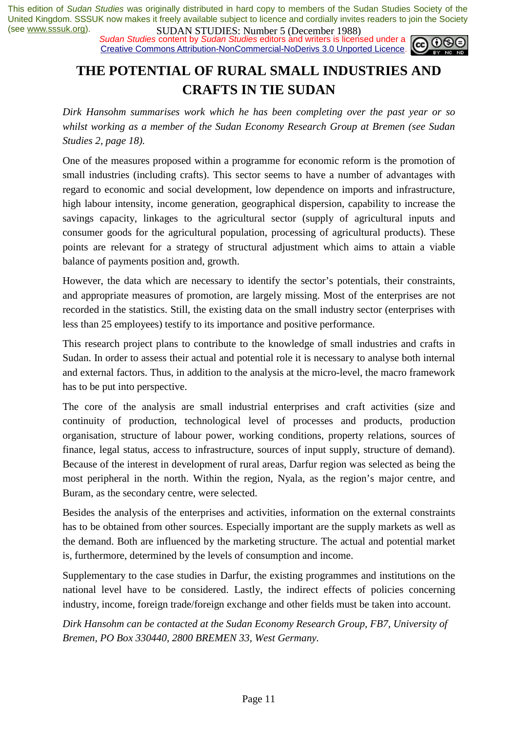# THE POTENTIAL OF RURAL SMALL INDUSTRIES AND CRAFTS IN TIE SUDAN

*Dirk Hansohm summarises work which he has been completing over the past year or so whilst working as a member of the Sudan Economy Research Group at Bremen (see Sudan Studies 2, page 18).*

One of the measures proposed within a programme for economic reform is the promotion of small industries (including crafts). This sector seems to have a number of advantages with regard to economic and social development, low dependence on imports and infrastructure, high labour intensity, income generation, geographical dispersion, capability to increase the savings capacity, linkages to the agricultural sector (supply of agricultural inputs and consumer goods for the agricultural population, processing of agricultural products). These points are relevant for a strategy of structural adjustment which aims to attain a viable balance of payments position and, growth.

However, the data which are necessary to identify the sector's potentials, their constraints, and appropriate measures of promotion, are largely missing. Most of the enterprises are not recorded in the statistics. Still, the existing data on the small industry sector (enterprises with less than 25 employees) testify to its importance and positive performance.

This research project plans to contribute to the knowledge of small industries and crafts in Sudan. In order to assess their actual and potential role it is necessary to analyse both internal and external factors. Thus, in addition to the analysis at the micro-level, the macro framework has to be put into perspective.

The core of the analysis are small industrial enterprises and craft activities (size and continuity of production, technological level of processes and products, production organisation, structure of labour power, working conditions, property relations, sources of finance, legal status, access to infrastructure, sources of input supply, structure of demand). Because of the interest in development of rural areas, Darfur region was selected as being the most peripheral in the north. Within the region, Nyala, as the region's major centre, and Buram, as the secondary centre, were selected.

Besides the analysis of the enterprises and activities, information on the external constraints has to be obtained from other sources. Especially important are the supply markets as well as the demand. Both are influenced by the marketing structure. The actual and potential market is, furthermore, determined by the levels of consumption and income.

Supplementary to the case studies in Darfur, the existing programmes and institutions on the national level have to be considered. Lastly, the indirect effects of policies concerning industry, income, foreign trade/foreign exchange and other fields must be taken into account.

*Dirk Hansohm can be contacted at the Sudan Economy Research Group, FB7, University of Bremen, PO Box 330440, 2800 BREMEN 33, West Germany.*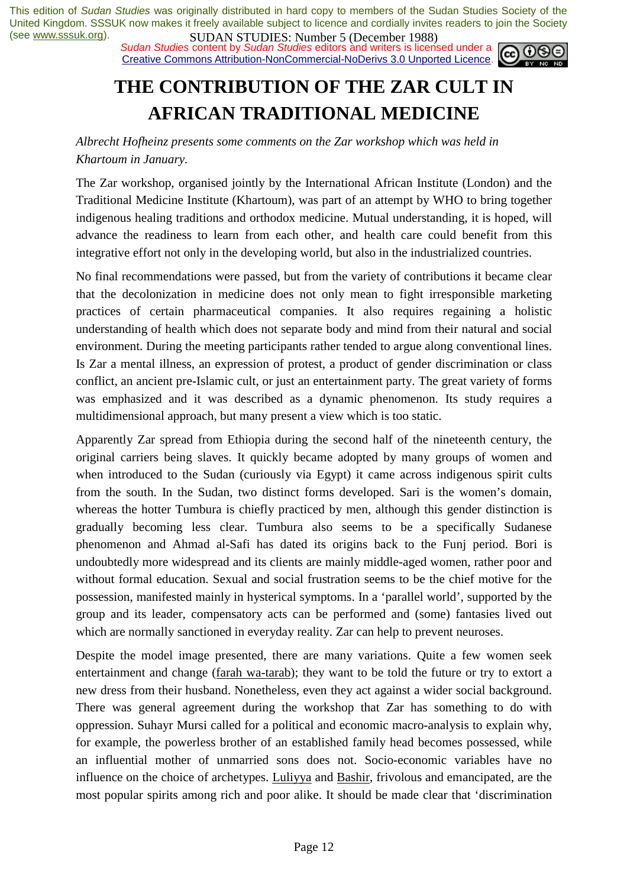# THE CONTRIBUTION OF THE ZAR CULT IN AFRICAN TRADITIONAL MEDICINE

*Albrecht Hofheinz presents some comments on the Zar workshop which was held in Khartoum in January.*

The Zar workshop, organised jointly by the International African Institute (London) and the Traditional Medicine Institute (Khartoum), was part of an attempt by WHO to bring together indigenous healing traditions and orthodox medicine. Mutual understanding, it is hoped, will advance the readiness to learn from each other, and health care could benefit from this integrative effort not only in the developing world, but also in the industrialized countries.

No final recommendations were passed, but from the variety of contributions it became clear that the decolonization in medicine does not only mean to fight irresponsible marketing practices of certain pharmaceutical companies. It also requires regaining a holistic understanding of health which does not separate body and mind from their natural and social environment. During the meeting participants rather tended to argue along conventional lines. Is Zar a mental illness, an expression of protest, a product of gender discrimination or class conflict, an ancient pre-Islamic cult, or just an entertainment party. The great variety of forms was emphasized and it was described as a dynamic phenomenon. Its study requires a multidimensional approach, but many present a view which is too static.

Apparently Zar spread from Ethiopia during the second half of the nineteenth century, the original carriers being slaves. It quickly became adopted by many groups of women and when introduced to the Sudan (curiously via Egypt) it came across indigenous spirit cults from the south. In the Sudan, two distinct forms developed. Sari is the women's domain, whereas the hotter Tumbura is chiefly practiced by men, although this gender distinction is gradually becoming less clear. Tumbura also seems to be a specifically Sudanese phenomenon and Ahmad al-Safi has dated its origins back to the Funj period. Bori is undoubtedly more widespread and its clients are mainly middle-aged women, rather poor and without formal education. Sexual and social frustration seems to be the chief motive for the possession, manifested mainly in hysterical symptoms. In a 'parallel world', supported by the group and its leader, compensatory acts can be performed and (some) fantasies lived out which are normally sanctioned in everyday reality. Zar can help to prevent neuroses.

Despite the model image presented, there are many variations. Quite a few women seek entertainment and change (farah wa-tarab); they want to be told the future or try to extort a new dress from their husband. Nonetheless, even they act against a wider social background. There was general agreement during the workshop that Zar has something to do with oppression. Suhayr Mursi called for a political and economic macro-analysis to explain why, for example, the powerless brother of an established family head becomes possessed, while an influential mother of unmarried sons does not. Socio-economic variables have no influence on the choice of archetypes. Luliyya and Bashir, frivolous and emancipated, are the most popular spirits among rich and poor alike. It should be made clear that 'discrimination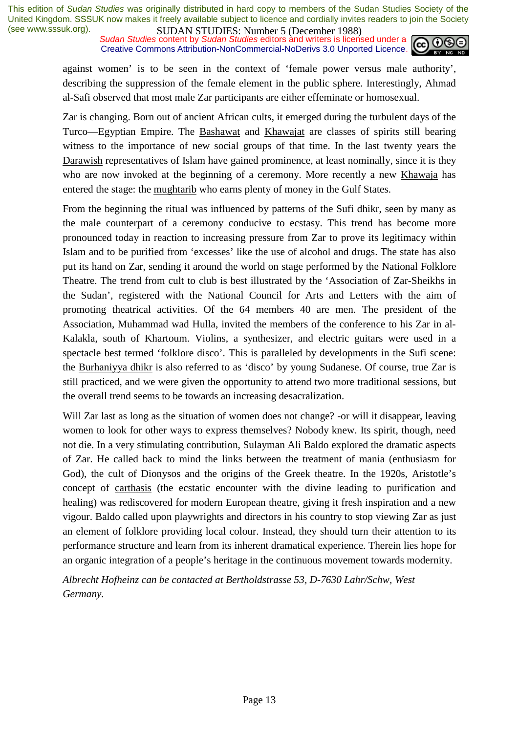against women' is to be seen in the context of 'female power versus male authority', describing the suppression of the female element in the public sphere. Interestingly, Ahmad al-Safi observed that most male Zar participants are either effeminate or homosexual.

Zar is changing. Born out of ancient African cults, it emerged during the turbulent days of the Turco—Egyptian Empire. The Bashawat and Khawajat are classes of spirits still bearing witness to the importance of new social groups of that time. In the last twenty years the Darawish representatives of Islam have gained prominence, at least nominally, since it is they who are now invoked at the beginning of a ceremony. More recently a new Khawaja has entered the stage: the mughtarib who earns plenty of money in the Gulf States.

From the beginning the ritual was influenced by patterns of the Sufi dhikr, seen by many as the male counterpart of a ceremony conducive to ecstasy. This trend has become more pronounced today in reaction to increasing pressure from Zar to prove its legitimacy within Islam and to be purified from 'excesses' like the use of alcohol and drugs. The state has also put its hand on Zar, sending it around the world on stage performed by the National Folklore Theatre. The trend from cult to club is best illustrated by the 'Association of Zar-Sheikhs in the Sudan', registered with the National Council for Arts and Letters with the aim of promoting theatrical activities. Of the 64 members 40 are men. The president of the Association, Muhammad wad Hulla, invited the members of the conference to his Zar in al-Kalakla, south of Khartoum. Violins, a synthesizer, and electric guitars were used in a spectacle best termed 'folklore disco'. This is paralleled by developments in the Sufi scene: the Burhaniyya dhikr is also referred to as 'disco' by young Sudanese. Of course, true Zar is still practiced, and we were given the opportunity to attend two more traditional sessions, but the overall trend seems to be towards an increasing desacralization.

Will Zar last as long as the situation of women does not change? -or will it disappear, leaving women to look for other ways to express themselves? Nobody knew. Its spirit, though, need not die. In a very stimulating contribution, Sulayman Ali Baldo explored the dramatic aspects of Zar. He called back to mind the links between the treatment of mania (enthusiasm for God), the cult of Dionysos and the origins of the Greek theatre. In the 1920s, Aristotle's concept of carthasis (the ecstatic encounter with the divine leading to purification and healing) was rediscovered for modern European theatre, giving it fresh inspiration and a new vigour. Baldo called upon playwrights and directors in his country to stop viewing Zar as just an element of folklore providing local colour. Instead, they should turn their attention to its performance structure and learn from its inherent dramatical experience. Therein lies hope for an organic integration of a people's heritage in the continuous movement towards modernity.

*Albrecht Hofheinz can be contacted at Bertholdstrasse 53, D-7630 Lahr/Schw, West Germany.*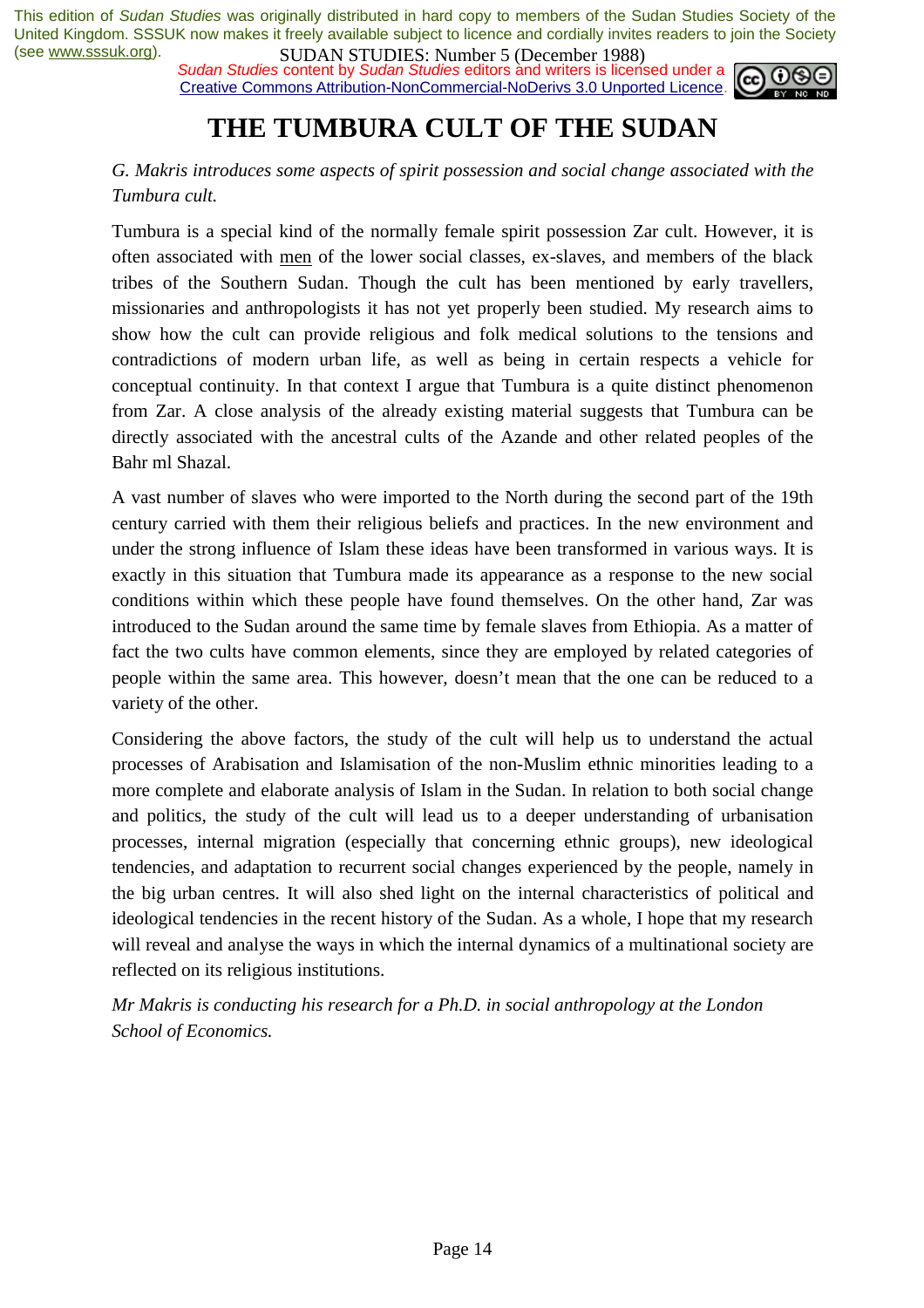# THE TUMBURA CULT OF THE SUDAN

*G. Makris introduces some aspects of spirit possession and social change associated with the Tumbura cult.*

Tumbura is a special kind of the normally female spirit possession Zar cult. However, it is often associated with men of the lower social classes, ex-slaves, and members of the black tribes of the Southern Sudan. Though the cult has been mentioned by early travellers, missionaries and anthropologists it has not yet properly been studied. My research aims to show how the cult can provide religious and folk medical solutions to the tensions and contradictions of modern urban life, as well as being in certain respects a vehicle for conceptual continuity. In that context I argue that Tumbura is a quite distinct phenomenon from Zar. A close analysis of the already existing material suggests that Tumbura can be directly associated with the ancestral cults of the Azande and other related peoples of the Bahr ml Shazal.

A vast number of slaves who were imported to the North during the second part of the 19th century carried with them their religious beliefs and practices. In the new environment and under the strong influence of Islam these ideas have been transformed in various ways. It is exactly in this situation that Tumbura made its appearance as a response to the new social conditions within which these people have found themselves. On the other hand, Zar was introduced to the Sudan around the same time by female slaves from Ethiopia. As a matter of fact the two cults have common elements, since they are employed by related categories of people within the same area. This however, doesn't mean that the one can be reduced to a variety of the other.

Considering the above factors, the study of the cult will help us to understand the actual processes of Arabisation and Islamisation of the non-Muslim ethnic minorities leading to a more complete and elaborate analysis of Islam in the Sudan. In relation to both social change and politics, the study of the cult will lead us to a deeper understanding of urbanisation processes, internal migration (especially that concerning ethnic groups), new ideological tendencies, and adaptation to recurrent social changes experienced by the people, namely in the big urban centres. It will also shed light on the internal characteristics of political and ideological tendencies in the recent history of the Sudan. As a whole, I hope that my research will reveal and analyse the ways in which the internal dynamics of a multinational society are reflected on its religious institutions.

*Mr Makris is conducting his research for a Ph.D. in social anthropology at the London School of Economics.*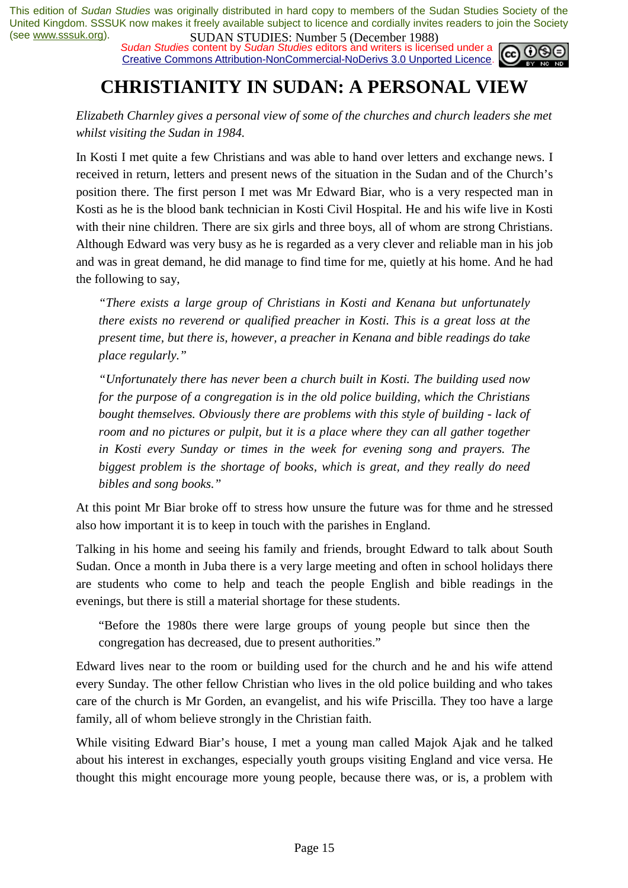# CHRISTIANITY IN SUDAN: A PERSONAL VIEW

*Elizabeth Charnley gives a personal view of some of the churches and church leaders she met whilst visiting the Sudan in 1984.*

In Kosti I met quite a few Christians and was able to hand over letters and exchange news. I received in return, letters and present news of the situation in the Sudan and of the Church's position there. The first person I met was Mr Edward Biar, who is a very respected man in Kosti as he is the blood bank technician in Kosti Civil Hospital. He and his wife live in Kosti with their nine children. There are six girls and three boys, all of whom are strong Christians. Although Edward was very busy as he is regarded as a very clever and reliable man in his job and was in great demand, he did manage to find time for me, quietly at his home. And he had the following to say,

> *"There exists a large group of Christians in Kosti and Kenana but unfortunately there exists no reverend or qualified preacher in Kosti. This is a great loss at the present time, but there is, however, a preacher in Kenana and bible readings do take place regularly."*
>
> *"Unfortunately there has never been a church built in Kosti. The building used now for the purpose of a congregation is in the old police building, which the Christians bought themselves. Obviously there are problems with this style of building - lack of room and no pictures or pulpit, but it is a place where they can all gather together in Kosti every Sunday or times in the week for evening song and prayers. The biggest problem is the shortage of books, which is great, and they really do need bibles and song books."*

At this point Mr Biar broke off to stress how unsure the future was for thme and he stressed also how important it is to keep in touch with the parishes in England.

Talking in his home and seeing his family and friends, brought Edward to talk about South Sudan. Once a month in Juba there is a very large meeting and often in school holidays there are students who come to help and teach the people English and bible readings in the evenings, but there is still a material shortage for these students.

> "Before the 1980s there were large groups of young people but since then the congregation has decreased, due to present authorities."

Edward lives near to the room or building used for the church and he and his wife attend every Sunday. The other fellow Christian who lives in the old police building and who takes care of the church is Mr Gorden, an evangelist, and his wife Priscilla. They too have a large family, all of whom believe strongly in the Christian faith.

While visiting Edward Biar's house, I met a young man called Majok Ajak and he talked about his interest in exchanges, especially youth groups visiting England and vice versa. He thought this might encourage more young people, because there was, or is, a problem with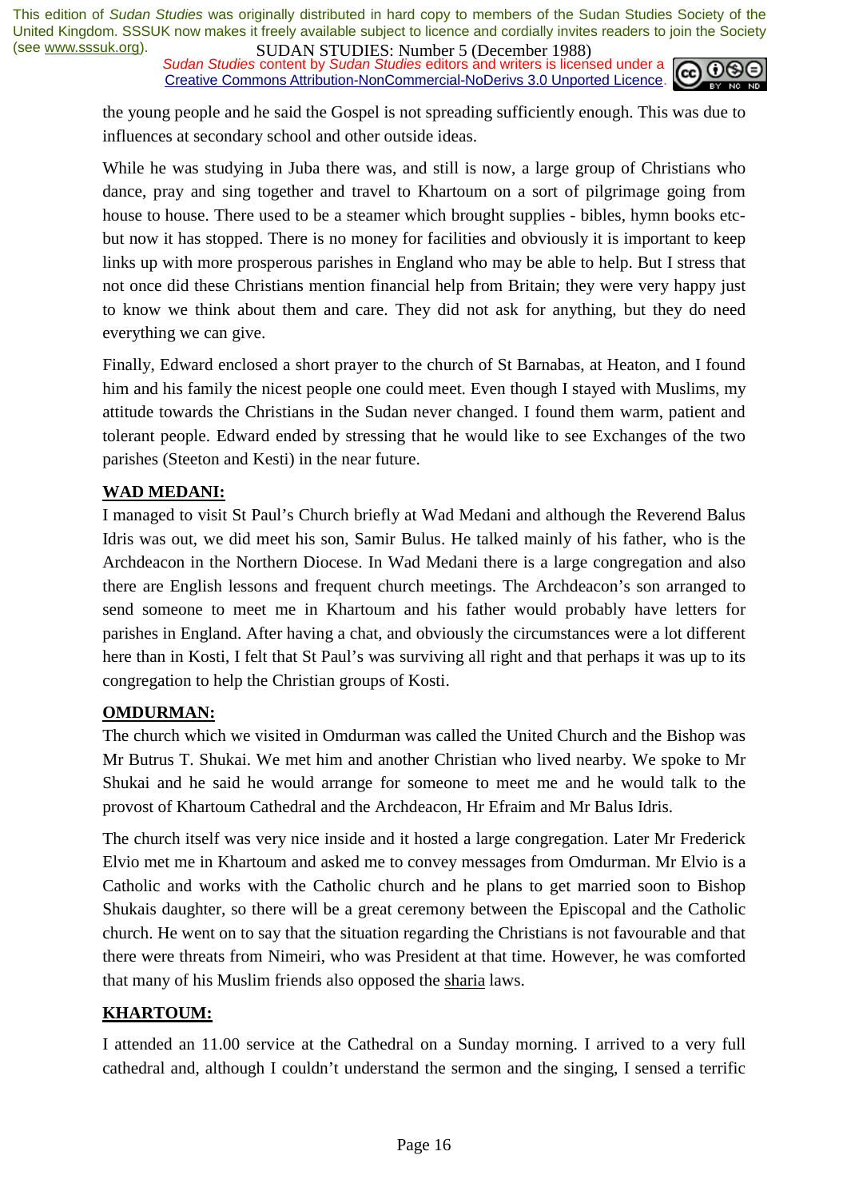the young people and he said the Gospel is not spreading sufficiently enough. This was due to influences at secondary school and other outside ideas.

While he was studying in Juba there was, and still is now, a large group of Christians who dance, pray and sing together and travel to Khartoum on a sort of pilgrimage going from house to house. There used to be a steamer which brought supplies - bibles, hymn books etc- but now it has stopped. There is no money for facilities and obviously it is important to keep links up with more prosperous parishes in England who may be able to help. But I stress that not once did these Christians mention financial help from Britain; they were very happy just to know we think about them and care. They did not ask for anything, but they do need everything we can give.

Finally, Edward enclosed a short prayer to the church of St Barnabas, at Heaton, and I found him and his family the nicest people one could meet. Even though I stayed with Muslims, my attitude towards the Christians in the Sudan never changed. I found them warm, patient and tolerant people. Edward ended by stressing that he would like to see Exchanges of the two parishes (Steeton and Kesti) in the near future.

**WAD MEDANI:**

I managed to visit St Paul's Church briefly at Wad Medani and although the Reverend Balus Idris was out, we did meet his son, Samir Bulus. He talked mainly of his father, who is the Archdeacon in the Northern Diocese. In Wad Medani there is a large congregation and also there are English lessons and frequent church meetings. The Archdeacon's son arranged to send someone to meet me in Khartoum and his father would probably have letters for parishes in England. After having a chat, and obviously the circumstances were a lot different here than in Kosti, I felt that St Paul's was surviving all right and that perhaps it was up to its congregation to help the Christian groups of Kosti.

**OMDURMAN:**

The church which we visited in Omdurman was called the United Church and the Bishop was Mr Butrus T. Shukai. We met him and another Christian who lived nearby. We spoke to Mr Shukai and he said he would arrange for someone to meet me and he would talk to the provost of Khartoum Cathedral and the Archdeacon, Hr Efraim and Mr Balus Idris.

The church itself was very nice inside and it hosted a large congregation. Later Mr Frederick Elvio met me in Khartoum and asked me to convey messages from Omdurman. Mr Elvio is a Catholic and works with the Catholic church and he plans to get married soon to Bishop Shukais daughter, so there will be a great ceremony between the Episcopal and the Catholic church. He went on to say that the situation regarding the Christians is not favourable and that there were threats from Nimeiri, who was President at that time. However, he was comforted that many of his Muslim friends also opposed the sharia laws.

**KHARTOUM:**

I attended an 11.00 service at the Cathedral on a Sunday morning. I arrived to a very full cathedral and, although I couldn't understand the sermon and the singing, I sensed a terrific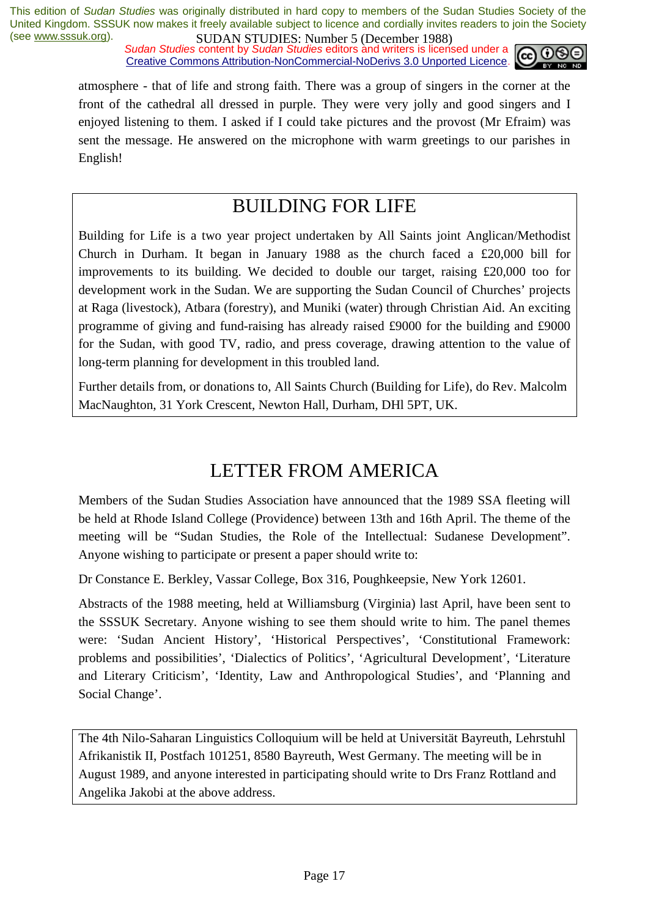atmosphere - that of life and strong faith. There was a group of singers in the corner at the front of the cathedral all dressed in purple. They were very jolly and good singers and I enjoyed listening to them. I asked if I could take pictures and the provost (Mr Efraim) was sent the message. He answered on the microphone with warm greetings to our parishes in English!

# BUILDING FOR LIFE

Building for Life is a two year project undertaken by All Saints joint Anglican/Methodist Church in Durham. It began in January 1988 as the church faced a £20,000 bill for improvements to its building. We decided to double our target, raising £20,000 too for development work in the Sudan. We are supporting the Sudan Council of Churches' projects at Raga (livestock), Atbara (forestry), and Muniki (water) through Christian Aid. An exciting programme of giving and fund-raising has already raised £9000 for the building and £9000 for the Sudan, with good TV, radio, and press coverage, drawing attention to the value of long-term planning for development in this troubled land.

Further details from, or donations to, All Saints Church (Building for Life), do Rev. Malcolm MacNaughton, 31 York Crescent, Newton Hall, Durham, DHl 5PT, UK.

# LETTER FROM AMERICA

Members of the Sudan Studies Association have announced that the 1989 SSA fleeting will be held at Rhode Island College (Providence) between 13th and 16th April. The theme of the meeting will be "Sudan Studies, the Role of the Intellectual: Sudanese Development". Anyone wishing to participate or present a paper should write to:

Dr Constance E. Berkley, Vassar College, Box 316, Poughkeepsie, New York 12601.

Abstracts of the 1988 meeting, held at Williamsburg (Virginia) last April, have been sent to the SSSUK Secretary. Anyone wishing to see them should write to him. The panel themes were: 'Sudan Ancient History', 'Historical Perspectives', 'Constitutional Framework: problems and possibilities', 'Dialectics of Politics', 'Agricultural Development', 'Literature and Literary Criticism', 'Identity, Law and Anthropological Studies', and 'Planning and Social Change'.

The 4th Nilo-Saharan Linguistics Colloquium will be held at Universität Bayreuth, Lehrstuhl Afrikanistik II, Postfach 101251, 8580 Bayreuth, West Germany. The meeting will be in August 1989, and anyone interested in participating should write to Drs Franz Rottland and Angelika Jakobi at the above address.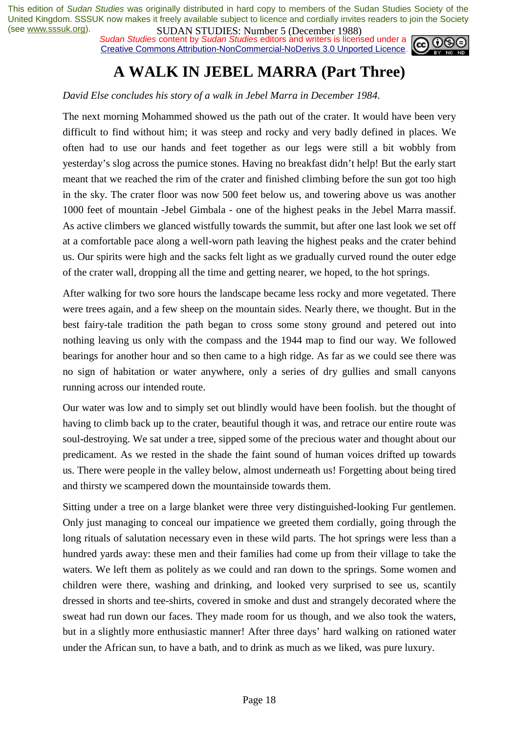# A WALK IN JEBEL MARRA (Part Three)

*David Else concludes his story of a walk in Jebel Marra in December 1984.*

The next morning Mohammed showed us the path out of the crater. It would have been very difficult to find without him; it was steep and rocky and very badly defined in places. We often had to use our hands and feet together as our legs were still a bit wobbly from yesterday's slog across the pumice stones. Having no breakfast didn't help! But the early start meant that we reached the rim of the crater and finished climbing before the sun got too high in the sky. The crater floor was now 500 feet below us, and towering above us was another 1000 feet of mountain -Jebel Gimbala - one of the highest peaks in the Jebel Marra massif. As active climbers we glanced wistfully towards the summit, but after one last look we set off at a comfortable pace along a well-worn path leaving the highest peaks and the crater behind us. Our spirits were high and the sacks felt light as we gradually curved round the outer edge of the crater wall, dropping all the time and getting nearer, we hoped, to the hot springs.

After walking for two sore hours the landscape became less rocky and more vegetated. There were trees again, and a few sheep on the mountain sides. Nearly there, we thought. But in the best fairy-tale tradition the path began to cross some stony ground and petered out into nothing leaving us only with the compass and the 1944 map to find our way. We followed bearings for another hour and so then came to a high ridge. As far as we could see there was no sign of habitation or water anywhere, only a series of dry gullies and small canyons running across our intended route.

Our water was low and to simply set out blindly would have been foolish. but the thought of having to climb back up to the crater, beautiful though it was, and retrace our entire route was soul-destroying. We sat under a tree, sipped some of the precious water and thought about our predicament. As we rested in the shade the faint sound of human voices drifted up towards us. There were people in the valley below, almost underneath us! Forgetting about being tired and thirsty we scampered down the mountainside towards them.

Sitting under a tree on a large blanket were three very distinguished-looking Fur gentlemen. Only just managing to conceal our impatience we greeted them cordially, going through the long rituals of salutation necessary even in these wild parts. The hot springs were less than a hundred yards away: these men and their families had come up from their village to take the waters. We left them as politely as we could and ran down to the springs. Some women and children were there, washing and drinking, and looked very surprised to see us, scantily dressed in shorts and tee-shirts, covered in smoke and dust and strangely decorated where the sweat had run down our faces. They made room for us though, and we also took the waters, but in a slightly more enthusiastic manner! After three days' hard walking on rationed water under the African sun, to have a bath, and to drink as much as we liked, was pure luxury.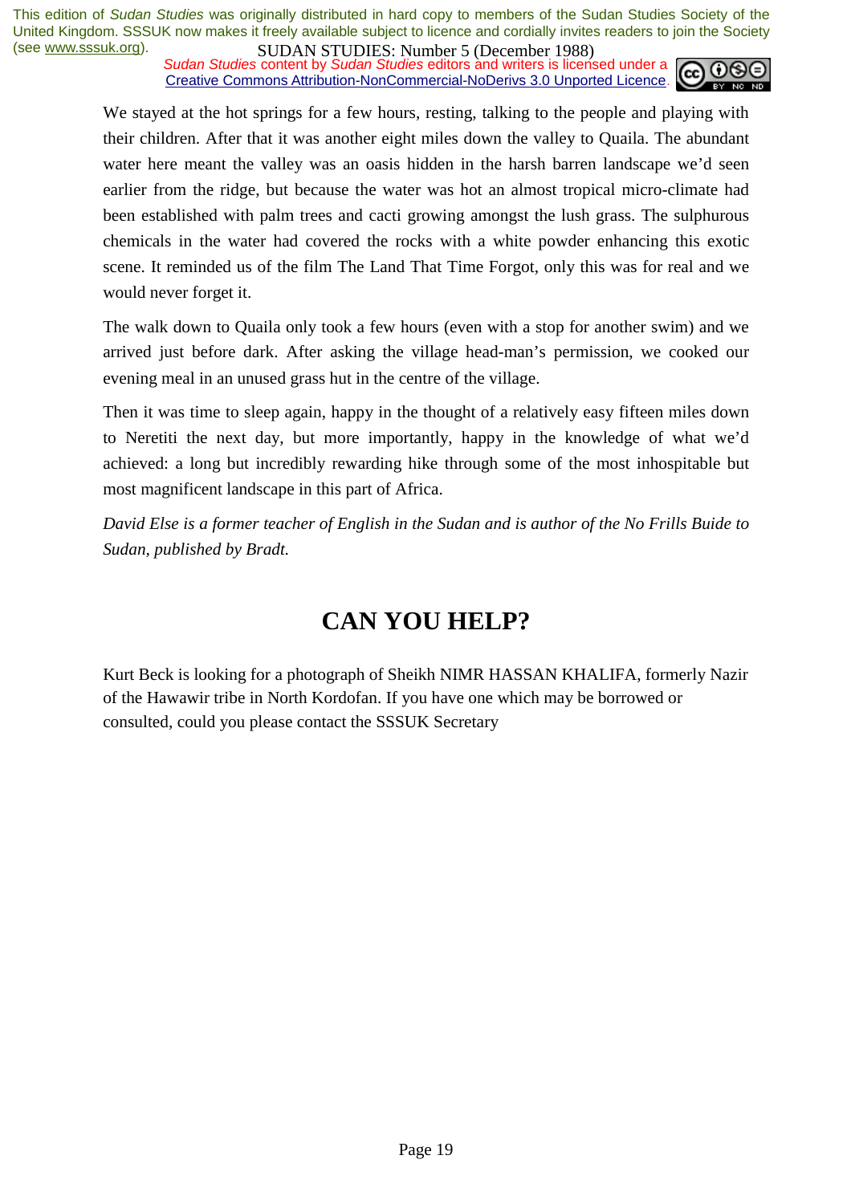We stayed at the hot springs for a few hours, resting, talking to the people and playing with their children. After that it was another eight miles down the valley to Quaila. The abundant water here meant the valley was an oasis hidden in the harsh barren landscape we'd seen earlier from the ridge, but because the water was hot an almost tropical micro-climate had been established with palm trees and cacti growing amongst the lush grass. The sulphurous chemicals in the water had covered the rocks with a white powder enhancing this exotic scene. It reminded us of the film The Land That Time Forgot, only this was for real and we would never forget it.

The walk down to Quaila only took a few hours (even with a stop for another swim) and we arrived just before dark. After asking the village head-man's permission, we cooked our evening meal in an unused grass hut in the centre of the village.

Then it was time to sleep again, happy in the thought of a relatively easy fifteen miles down to Neretiti the next day, but more importantly, happy in the knowledge of what we'd achieved: a long but incredibly rewarding hike through some of the most inhospitable but most magnificent landscape in this part of Africa.

*David Else is a former teacher of English in the Sudan and is author of the No Frills Buide to Sudan, published by Bradt.*

# CAN YOU HELP?

Kurt Beck is looking for a photograph of Sheikh NIMR HASSAN KHALIFA, formerly Nazir of the Hawawir tribe in North Kordofan. If you have one which may be borrowed or consulted, could you please contact the SSSUK Secretary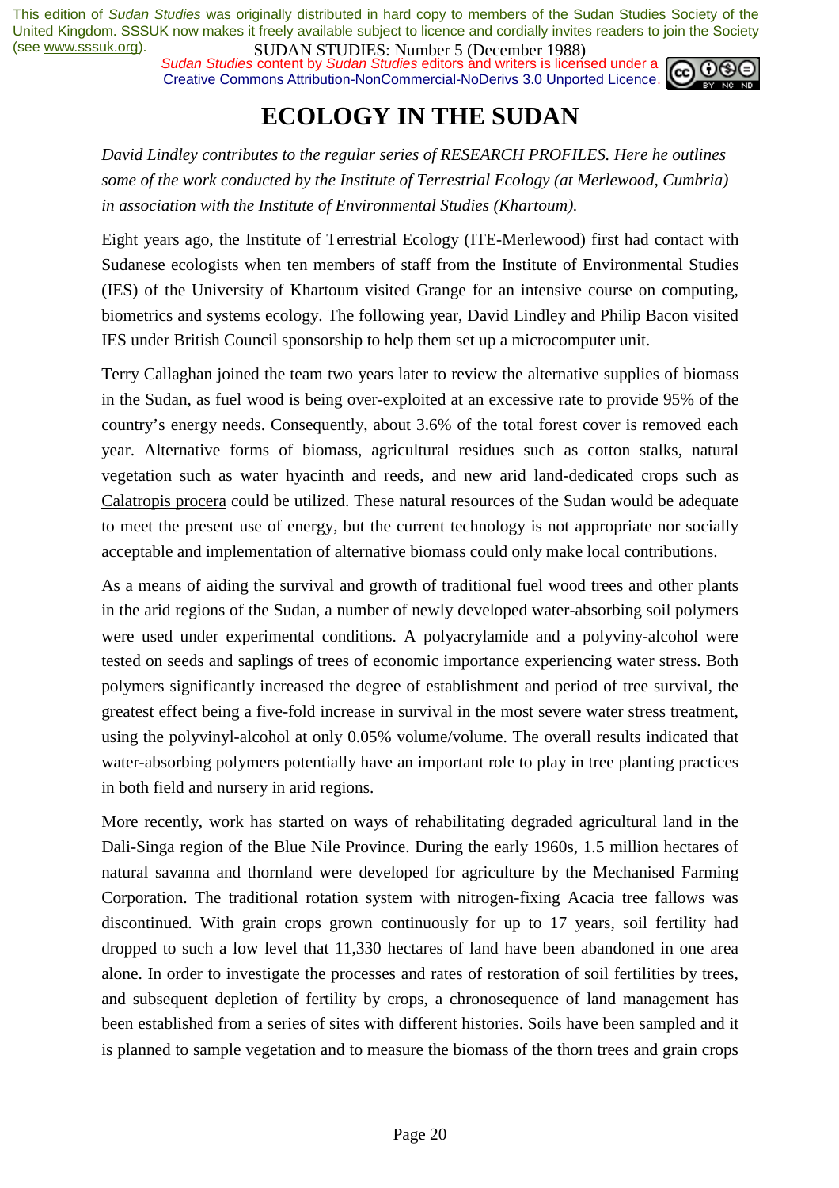# ECOLOGY IN THE SUDAN

*David Lindley contributes to the regular series of RESEARCH PROFILES. Here he outlines some of the work conducted by the Institute of Terrestrial Ecology (at Merlewood, Cumbria) in association with the Institute of Environmental Studies (Khartoum).*

Eight years ago, the Institute of Terrestrial Ecology (ITE-Merlewood) first had contact with Sudanese ecologists when ten members of staff from the Institute of Environmental Studies (IES) of the University of Khartoum visited Grange for an intensive course on computing, biometrics and systems ecology. The following year, David Lindley and Philip Bacon visited IES under British Council sponsorship to help them set up a microcomputer unit.

Terry Callaghan joined the team two years later to review the alternative supplies of biomass in the Sudan, as fuel wood is being over-exploited at an excessive rate to provide 95% of the country's energy needs. Consequently, about 3.6% of the total forest cover is removed each year. Alternative forms of biomass, agricultural residues such as cotton stalks, natural vegetation such as water hyacinth and reeds, and new arid land-dedicated crops such as Calatropis procera could be utilized. These natural resources of the Sudan would be adequate to meet the present use of energy, but the current technology is not appropriate nor socially acceptable and implementation of alternative biomass could only make local contributions.

As a means of aiding the survival and growth of traditional fuel wood trees and other plants in the arid regions of the Sudan, a number of newly developed water-absorbing soil polymers were used under experimental conditions. A polyacrylamide and a polyviny-alcohol were tested on seeds and saplings of trees of economic importance experiencing water stress. Both polymers significantly increased the degree of establishment and period of tree survival, the greatest effect being a five-fold increase in survival in the most severe water stress treatment, using the polyvinyl-alcohol at only 0.05% volume/volume. The overall results indicated that water-absorbing polymers potentially have an important role to play in tree planting practices in both field and nursery in arid regions.

More recently, work has started on ways of rehabilitating degraded agricultural land in the Dali-Singa region of the Blue Nile Province. During the early 1960s, 1.5 million hectares of natural savanna and thornland were developed for agriculture by the Mechanised Farming Corporation. The traditional rotation system with nitrogen-fixing Acacia tree fallows was discontinued. With grain crops grown continuously for up to 17 years, soil fertility had dropped to such a low level that 11,330 hectares of land have been abandoned in one area alone. In order to investigate the processes and rates of restoration of soil fertilities by trees, and subsequent depletion of fertility by crops, a chronosequence of land management has been established from a series of sites with different histories. Soils have been sampled and it is planned to sample vegetation and to measure the biomass of the thorn trees and grain crops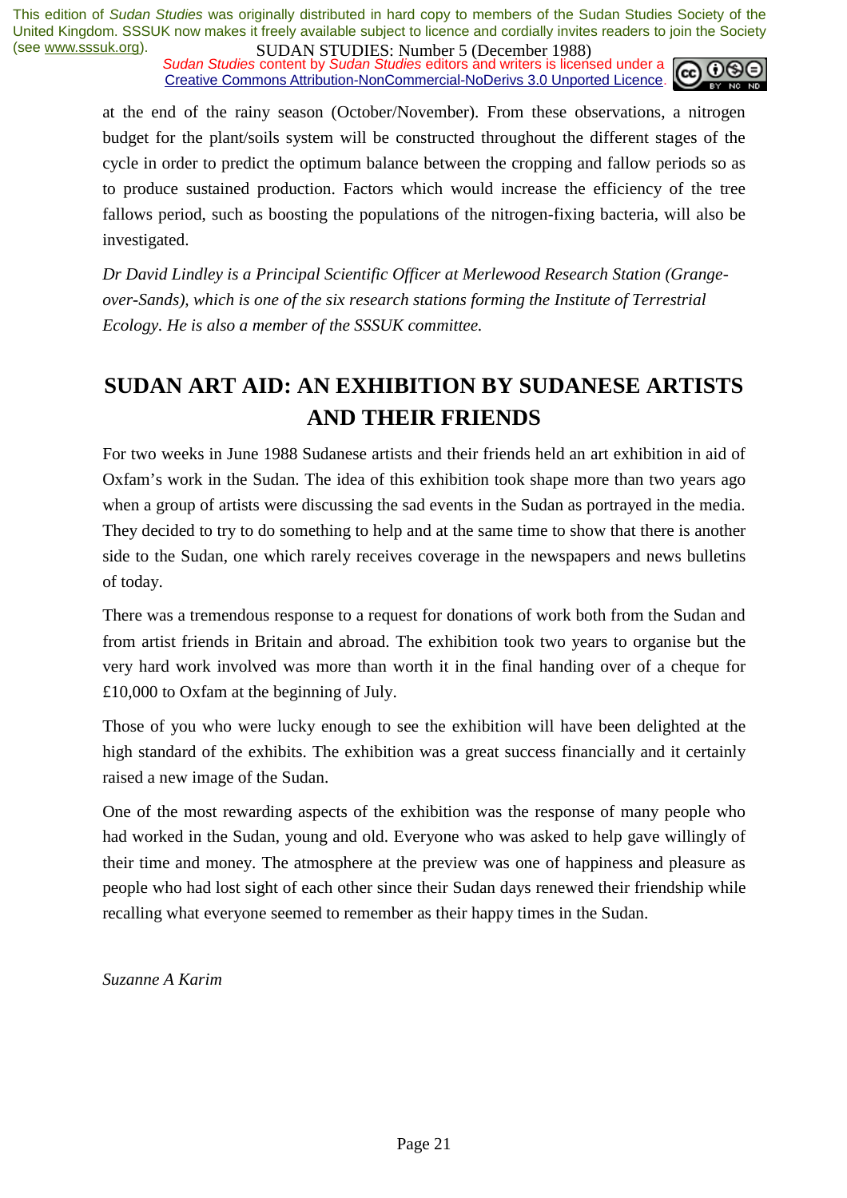at the end of the rainy season (October/November). From these observations, a nitrogen budget for the plant/soils system will be constructed throughout the different stages of the cycle in order to predict the optimum balance between the cropping and fallow periods so as to produce sustained production. Factors which would increase the efficiency of the tree fallows period, such as boosting the populations of the nitrogen-fixing bacteria, will also be investigated.

*Dr David Lindley is a Principal Scientific Officer at Merlewood Research Station (Grange-over-Sands), which is one of the six research stations forming the Institute of Terrestrial Ecology. He is also a member of the SSSUK committee.*

## SUDAN ART AID: AN EXHIBITION BY SUDANESE ARTISTS AND THEIR FRIENDS

For two weeks in June 1988 Sudanese artists and their friends held an art exhibition in aid of Oxfam's work in the Sudan. The idea of this exhibition took shape more than two years ago when a group of artists were discussing the sad events in the Sudan as portrayed in the media. They decided to try to do something to help and at the same time to show that there is another side to the Sudan, one which rarely receives coverage in the newspapers and news bulletins of today.

There was a tremendous response to a request for donations of work both from the Sudan and from artist friends in Britain and abroad. The exhibition took two years to organise but the very hard work involved was more than worth it in the final handing over of a cheque for £10,000 to Oxfam at the beginning of July.

Those of you who were lucky enough to see the exhibition will have been delighted at the high standard of the exhibits. The exhibition was a great success financially and it certainly raised a new image of the Sudan.

One of the most rewarding aspects of the exhibition was the response of many people who had worked in the Sudan, young and old. Everyone who was asked to help gave willingly of their time and money. The atmosphere at the preview was one of happiness and pleasure as people who had lost sight of each other since their Sudan days renewed their friendship while recalling what everyone seemed to remember as their happy times in the Sudan.

*Suzanne A Karim*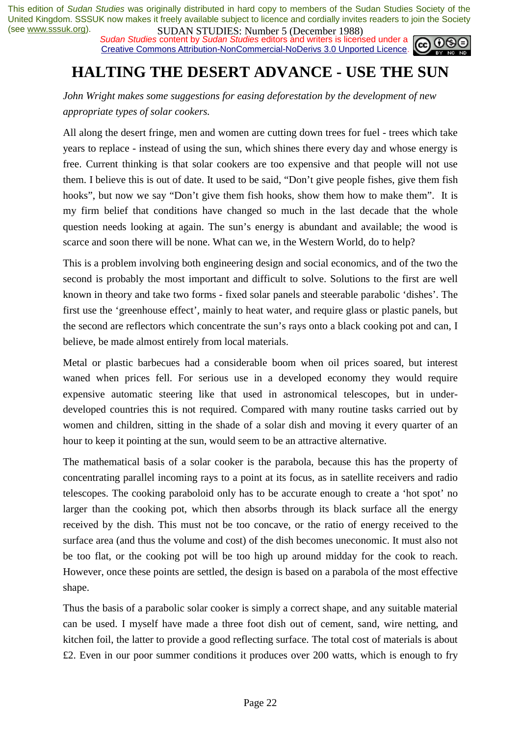# HALTING THE DESERT ADVANCE - USE THE SUN

*John Wright makes some suggestions for easing deforestation by the development of new appropriate types of solar cookers.*

All along the desert fringe, men and women are cutting down trees for fuel - trees which take years to replace - instead of using the sun, which shines there every day and whose energy is free. Current thinking is that solar cookers are too expensive and that people will not use them. I believe this is out of date. It used to be said, "Don't give people fishes, give them fish hooks", but now we say "Don't give them fish hooks, show them how to make them". It is my firm belief that conditions have changed so much in the last decade that the whole question needs looking at again. The sun's energy is abundant and available; the wood is scarce and soon there will be none. What can we, in the Western World, do to help?

This is a problem involving both engineering design and social economics, and of the two the second is probably the most important and difficult to solve. Solutions to the first are well known in theory and take two forms - fixed solar panels and steerable parabolic 'dishes'. The first use the 'greenhouse effect', mainly to heat water, and require glass or plastic panels, but the second are reflectors which concentrate the sun's rays onto a black cooking pot and can, I believe, be made almost entirely from local materials.

Metal or plastic barbecues had a considerable boom when oil prices soared, but interest waned when prices fell. For serious use in a developed economy they would require expensive automatic steering like that used in astronomical telescopes, but in under-developed countries this is not required. Compared with many routine tasks carried out by women and children, sitting in the shade of a solar dish and moving it every quarter of an hour to keep it pointing at the sun, would seem to be an attractive alternative.

The mathematical basis of a solar cooker is the parabola, because this has the property of concentrating parallel incoming rays to a point at its focus, as in satellite receivers and radio telescopes. The cooking paraboloid only has to be accurate enough to create a 'hot spot' no larger than the cooking pot, which then absorbs through its black surface all the energy received by the dish. This must not be too concave, or the ratio of energy received to the surface area (and thus the volume and cost) of the dish becomes uneconomic. It must also not be too flat, or the cooking pot will be too high up around midday for the cook to reach. However, once these points are settled, the design is based on a parabola of the most effective shape.

Thus the basis of a parabolic solar cooker is simply a correct shape, and any suitable material can be used. I myself have made a three foot dish out of cement, sand, wire netting, and kitchen foil, the latter to provide a good reflecting surface. The total cost of materials is about £2. Even in our poor summer conditions it produces over 200 watts, which is enough to fry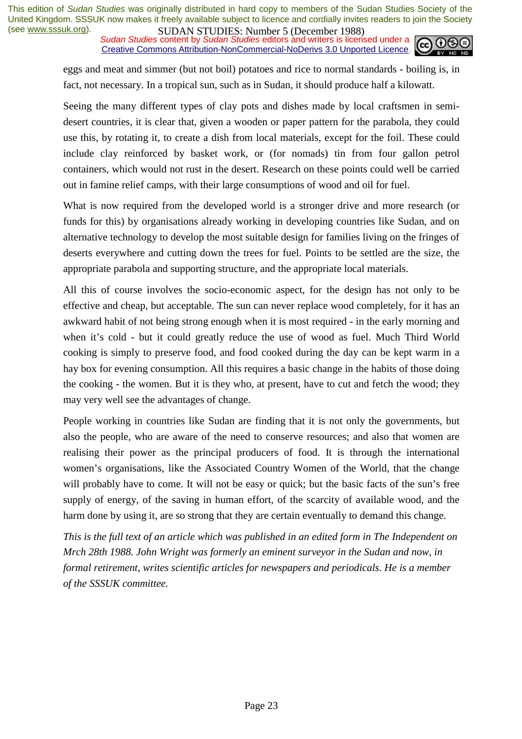eggs and meat and simmer (but not boil) potatoes and rice to normal standards - boiling is, in fact, not necessary. In a tropical sun, such as in Sudan, it should produce half a kilowatt.

Seeing the many different types of clay pots and dishes made by local craftsmen in semi-desert countries, it is clear that, given a wooden or paper pattern for the parabola, they could use this, by rotating it, to create a dish from local materials, except for the foil. These could include clay reinforced by basket work, or (for nomads) tin from four gallon petrol containers, which would not rust in the desert. Research on these points could well be carried out in famine relief camps, with their large consumptions of wood and oil for fuel.

What is now required from the developed world is a stronger drive and more research (or funds for this) by organisations already working in developing countries like Sudan, and on alternative technology to develop the most suitable design for families living on the fringes of deserts everywhere and cutting down the trees for fuel. Points to be settled are the size, the appropriate parabola and supporting structure, and the appropriate local materials.

All this of course involves the socio-economic aspect, for the design has not only to be effective and cheap, but acceptable. The sun can never replace wood completely, for it has an awkward habit of not being strong enough when it is most required - in the early morning and when it's cold - but it could greatly reduce the use of wood as fuel. Much Third World cooking is simply to preserve food, and food cooked during the day can be kept warm in a hay box for evening consumption. All this requires a basic change in the habits of those doing the cooking - the women. But it is they who, at present, have to cut and fetch the wood; they may very well see the advantages of change.

People working in countries like Sudan are finding that it is not only the governments, but also the people, who are aware of the need to conserve resources; and also that women are realising their power as the principal producers of food. It is through the international women's organisations, like the Associated Country Women of the World, that the change will probably have to come. It will not be easy or quick; but the basic facts of the sun's free supply of energy, of the saving in human effort, of the scarcity of available wood, and the harm done by using it, are so strong that they are certain eventually to demand this change.

*This is the full text of an article which was published in an edited form in The Independent on Mrch 28th 1988. John Wright was formerly an eminent surveyor in the Sudan and now, in formal retirement, writes scientific articles for newspapers and periodicals. He is a member of the SSSUK committee.*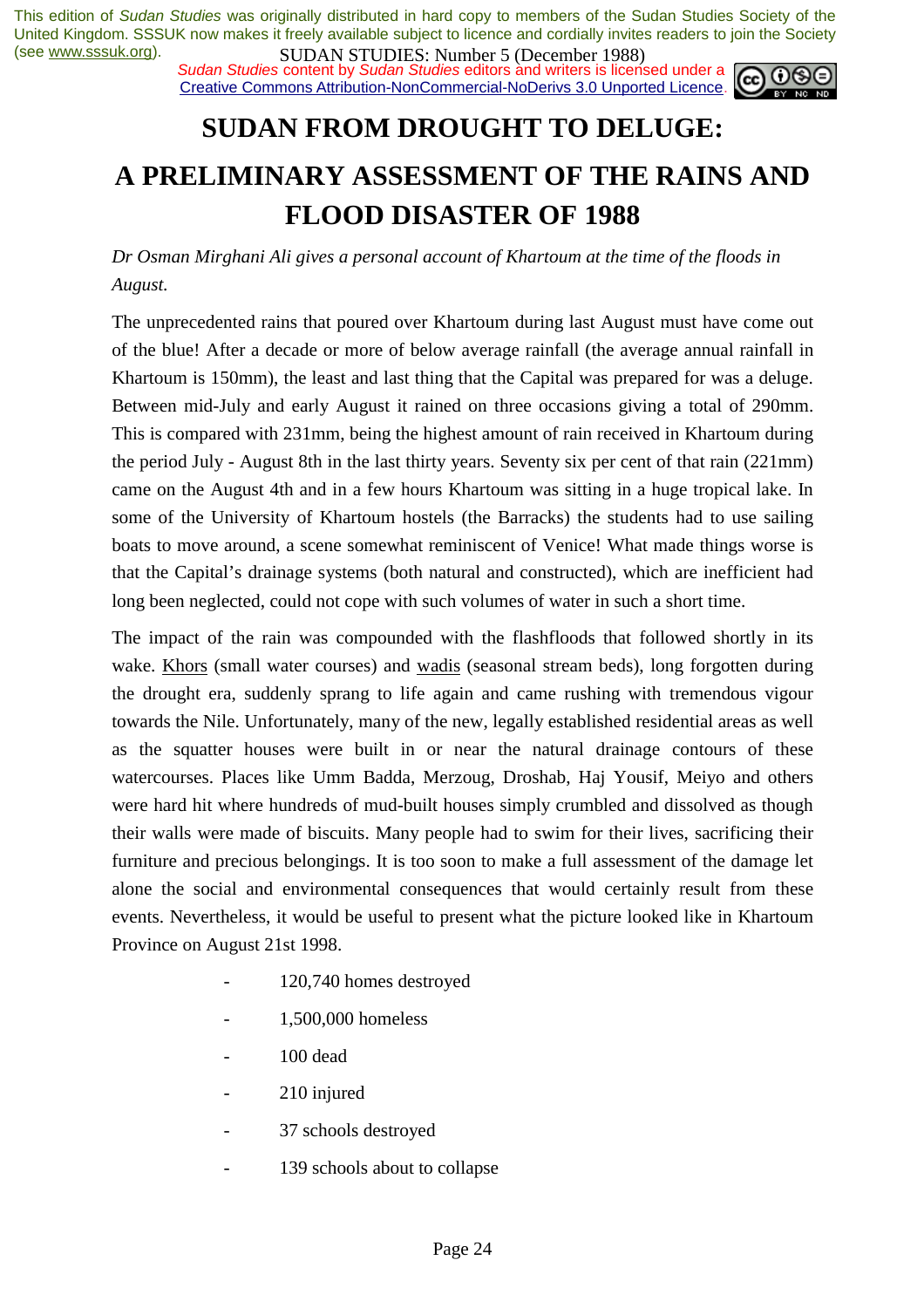# SUDAN FROM DROUGHT TO DELUGE:

# A PRELIMINARY ASSESSMENT OF THE RAINS AND FLOOD DISASTER OF 1988

*Dr Osman Mirghani Ali gives a personal account of Khartoum at the time of the floods in August.*

The unprecedented rains that poured over Khartoum during last August must have come out of the blue! After a decade or more of below average rainfall (the average annual rainfall in Khartoum is 150mm), the least and last thing that the Capital was prepared for was a deluge. Between mid-July and early August it rained on three occasions giving a total of 290mm. This is compared with 231mm, being the highest amount of rain received in Khartoum during the period July - August 8th in the last thirty years. Seventy six per cent of that rain (221mm) came on the August 4th and in a few hours Khartoum was sitting in a huge tropical lake. In some of the University of Khartoum hostels (the Barracks) the students had to use sailing boats to move around, a scene somewhat reminiscent of Venice! What made things worse is that the Capital's drainage systems (both natural and constructed), which are inefficient had long been neglected, could not cope with such volumes of water in such a short time.

The impact of the rain was compounded with the flashfloods that followed shortly in its wake. Khors (small water courses) and wadis (seasonal stream beds), long forgotten during the drought era, suddenly sprang to life again and came rushing with tremendous vigour towards the Nile. Unfortunately, many of the new, legally established residential areas as well as the squatter houses were built in or near the natural drainage contours of these watercourses. Places like Umm Badda, Merzoug, Droshab, Haj Yousif, Meiyo and others were hard hit where hundreds of mud-built houses simply crumbled and dissolved as though their walls were made of biscuits. Many people had to swim for their lives, sacrificing their furniture and precious belongings. It is too soon to make a full assessment of the damage let alone the social and environmental consequences that would certainly result from these events. Nevertheless, it would be useful to present what the picture looked like in Khartoum Province on August 21st 1998.

- 120,740 homes destroyed
- 1,500,000 homeless
- 100 dead
- 210 injured
- 37 schools destroyed
- 139 schools about to collapse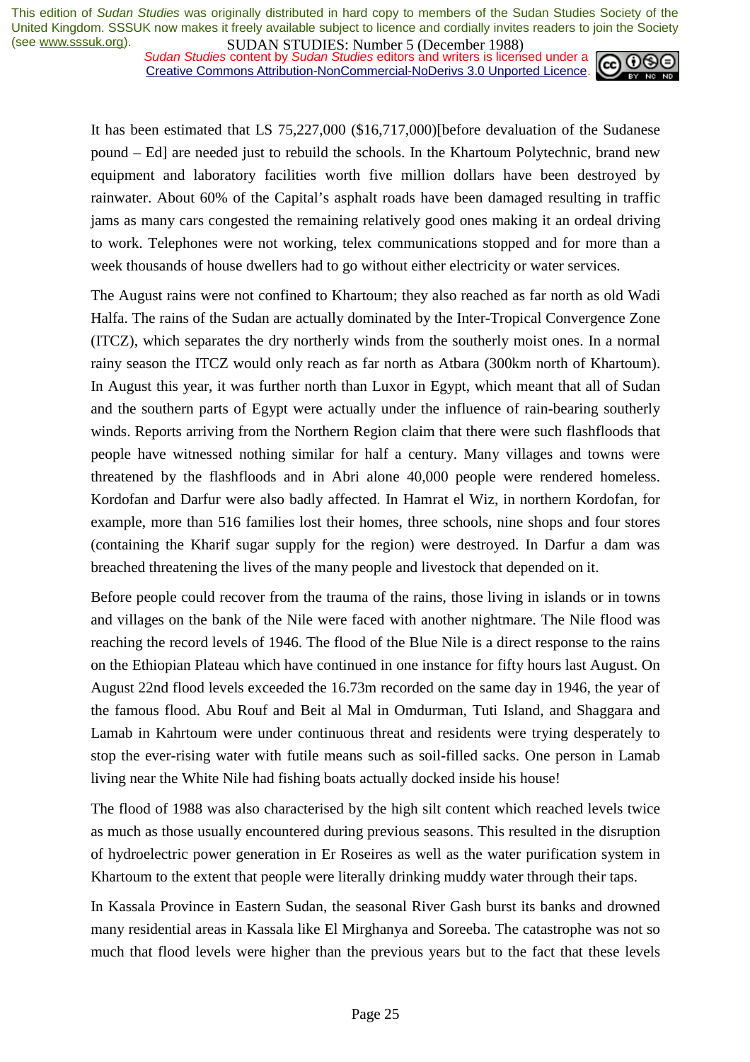It has been estimated that LS 75,227,000 ($16,717,000)[before devaluation of the Sudanese pound – Ed] are needed just to rebuild the schools. In the Khartoum Polytechnic, brand new equipment and laboratory facilities worth five million dollars have been destroyed by rainwater. About 60% of the Capital's asphalt roads have been damaged resulting in traffic jams as many cars congested the remaining relatively good ones making it an ordeal driving to work. Telephones were not working, telex communications stopped and for more than a week thousands of house dwellers had to go without either electricity or water services.

The August rains were not confined to Khartoum; they also reached as far north as old Wadi Halfa. The rains of the Sudan are actually dominated by the Inter-Tropical Convergence Zone (ITCZ), which separates the dry northerly winds from the southerly moist ones. In a normal rainy season the ITCZ would only reach as far north as Atbara (300km north of Khartoum). In August this year, it was further north than Luxor in Egypt, which meant that all of Sudan and the southern parts of Egypt were actually under the influence of rain-bearing southerly winds. Reports arriving from the Northern Region claim that there were such flashfloods that people have witnessed nothing similar for half a century. Many villages and towns were threatened by the flashfloods and in Abri alone 40,000 people were rendered homeless. Kordofan and Darfur were also badly affected. In Hamrat el Wiz, in northern Kordofan, for example, more than 516 families lost their homes, three schools, nine shops and four stores (containing the Kharif sugar supply for the region) were destroyed. In Darfur a dam was breached threatening the lives of the many people and livestock that depended on it.

Before people could recover from the trauma of the rains, those living in islands or in towns and villages on the bank of the Nile were faced with another nightmare. The Nile flood was reaching the record levels of 1946. The flood of the Blue Nile is a direct response to the rains on the Ethiopian Plateau which have continued in one instance for fifty hours last August. On August 22nd flood levels exceeded the 16.73m recorded on the same day in 1946, the year of the famous flood. Abu Rouf and Beit al Mal in Omdurman, Tuti Island, and Shaggara and Lamab in Kahrtoum were under continuous threat and residents were trying desperately to stop the ever-rising water with futile means such as soil-filled sacks. One person in Lamab living near the White Nile had fishing boats actually docked inside his house!

The flood of 1988 was also characterised by the high silt content which reached levels twice as much as those usually encountered during previous seasons. This resulted in the disruption of hydroelectric power generation in Er Roseires as well as the water purification system in Khartoum to the extent that people were literally drinking muddy water through their taps.

In Kassala Province in Eastern Sudan, the seasonal River Gash burst its banks and drowned many residential areas in Kassala like El Mirghanya and Soreeba. The catastrophe was not so much that flood levels were higher than the previous years but to the fact that these levels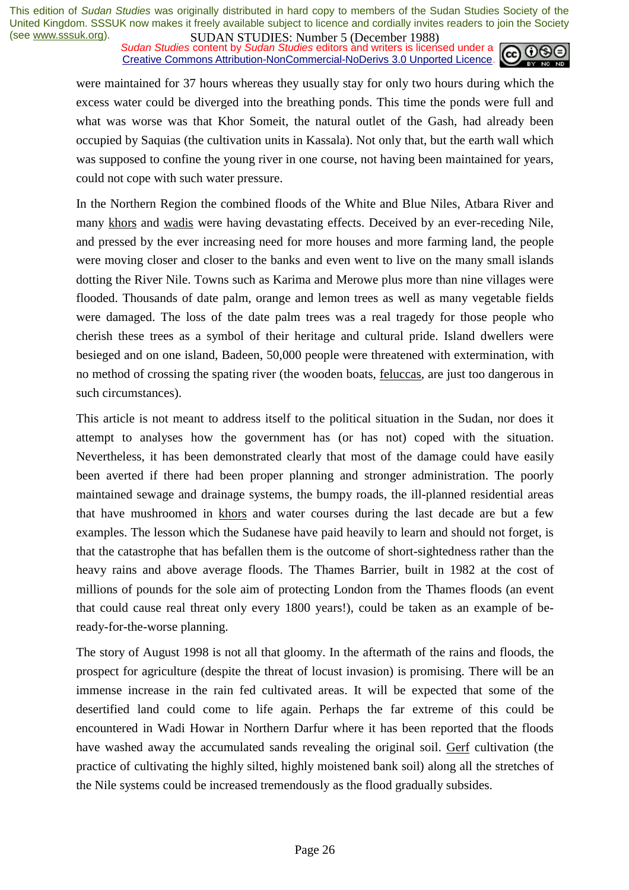were maintained for 37 hours whereas they usually stay for only two hours during which the excess water could be diverged into the breathing ponds. This time the ponds were full and what was worse was that Khor Someit, the natural outlet of the Gash, had already been occupied by Saquias (the cultivation units in Kassala). Not only that, but the earth wall which was supposed to confine the young river in one course, not having been maintained for years, could not cope with such water pressure.

In the Northern Region the combined floods of the White and Blue Niles, Atbara River and many khors and wadis were having devastating effects. Deceived by an ever-receding Nile, and pressed by the ever increasing need for more houses and more farming land, the people were moving closer and closer to the banks and even went to live on the many small islands dotting the River Nile. Towns such as Karima and Merowe plus more than nine villages were flooded. Thousands of date palm, orange and lemon trees as well as many vegetable fields were damaged. The loss of the date palm trees was a real tragedy for those people who cherish these trees as a symbol of their heritage and cultural pride. Island dwellers were besieged and on one island, Badeen, 50,000 people were threatened with extermination, with no method of crossing the spating river (the wooden boats, feluccas, are just too dangerous in such circumstances).

This article is not meant to address itself to the political situation in the Sudan, nor does it attempt to analyses how the government has (or has not) coped with the situation. Nevertheless, it has been demonstrated clearly that most of the damage could have easily been averted if there had been proper planning and stronger administration. The poorly maintained sewage and drainage systems, the bumpy roads, the ill-planned residential areas that have mushroomed in khors and water courses during the last decade are but a few examples. The lesson which the Sudanese have paid heavily to learn and should not forget, is that the catastrophe that has befallen them is the outcome of short-sightedness rather than the heavy rains and above average floods. The Thames Barrier, built in 1982 at the cost of millions of pounds for the sole aim of protecting London from the Thames floods (an event that could cause real threat only every 1800 years!), could be taken as an example of be-ready-for-the-worse planning.

The story of August 1998 is not all that gloomy. In the aftermath of the rains and floods, the prospect for agriculture (despite the threat of locust invasion) is promising. There will be an immense increase in the rain fed cultivated areas. It will be expected that some of the desertified land could come to life again. Perhaps the far extreme of this could be encountered in Wadi Howar in Northern Darfur where it has been reported that the floods have washed away the accumulated sands revealing the original soil. Gerf cultivation (the practice of cultivating the highly silted, highly moistened bank soil) along all the stretches of the Nile systems could be increased tremendously as the flood gradually subsides.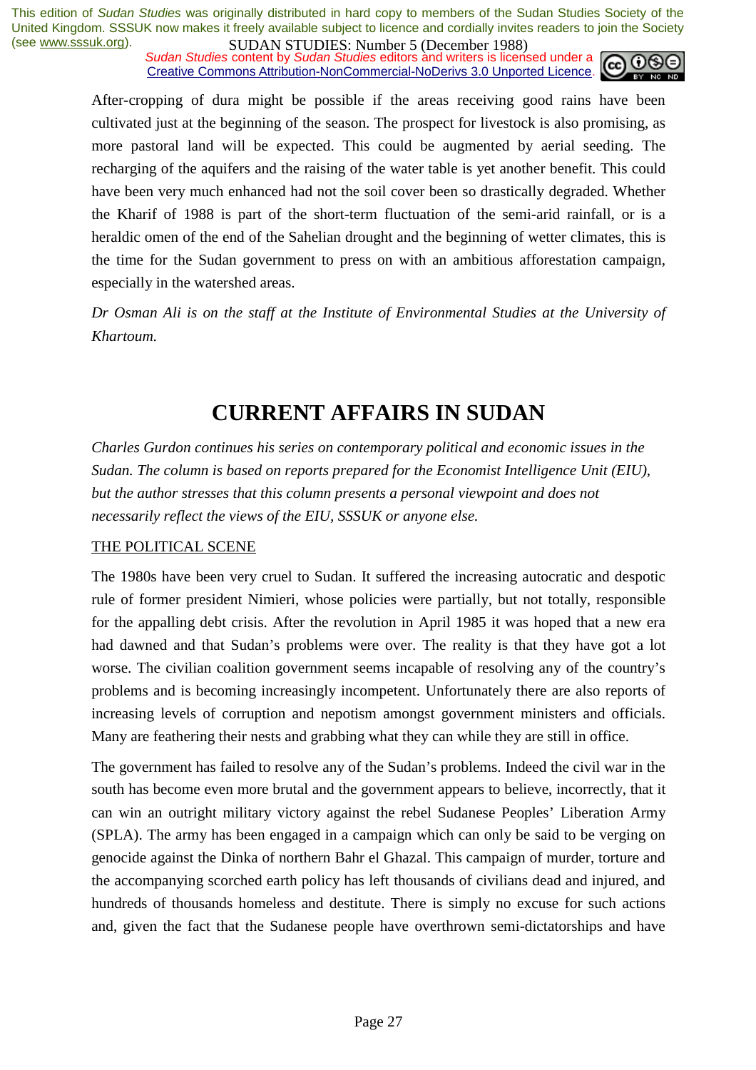After-cropping of dura might be possible if the areas receiving good rains have been cultivated just at the beginning of the season. The prospect for livestock is also promising, as more pastoral land will be expected. This could be augmented by aerial seeding. The recharging of the aquifers and the raising of the water table is yet another benefit. This could have been very much enhanced had not the soil cover been so drastically degraded. Whether the Kharif of 1988 is part of the short-term fluctuation of the semi-arid rainfall, or is a heraldic omen of the end of the Sahelian drought and the beginning of wetter climates, this is the time for the Sudan government to press on with an ambitious afforestation campaign, especially in the watershed areas.

*Dr Osman Ali is on the staff at the Institute of Environmental Studies at the University of Khartoum.*

# CURRENT AFFAIRS IN SUDAN

*Charles Gurdon continues his series on contemporary political and economic issues in the Sudan. The column is based on reports prepared for the Economist Intelligence Unit (EIU), but the author stresses that this column presents a personal viewpoint and does not necessarily reflect the views of the EIU, SSSUK or anyone else.*

## THE POLITICAL SCENE

The 1980s have been very cruel to Sudan. It suffered the increasing autocratic and despotic rule of former president Nimieri, whose policies were partially, but not totally, responsible for the appalling debt crisis. After the revolution in April 1985 it was hoped that a new era had dawned and that Sudan's problems were over. The reality is that they have got a lot worse. The civilian coalition government seems incapable of resolving any of the country's problems and is becoming increasingly incompetent. Unfortunately there are also reports of increasing levels of corruption and nepotism amongst government ministers and officials. Many are feathering their nests and grabbing what they can while they are still in office.

The government has failed to resolve any of the Sudan's problems. Indeed the civil war in the south has become even more brutal and the government appears to believe, incorrectly, that it can win an outright military victory against the rebel Sudanese Peoples' Liberation Army (SPLA). The army has been engaged in a campaign which can only be said to be verging on genocide against the Dinka of northern Bahr el Ghazal. This campaign of murder, torture and the accompanying scorched earth policy has left thousands of civilians dead and injured, and hundreds of thousands homeless and destitute. There is simply no excuse for such actions and, given the fact that the Sudanese people have overthrown semi-dictatorships and have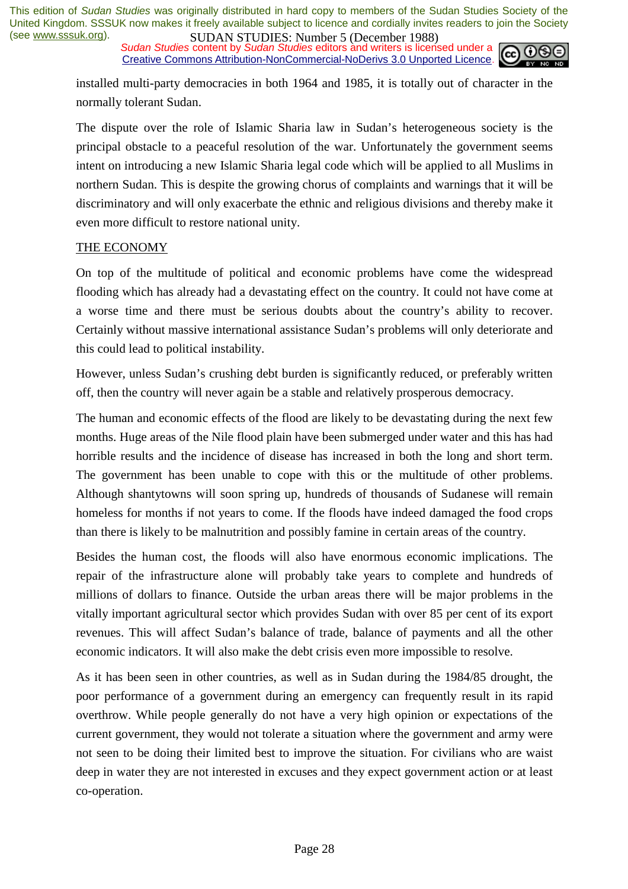installed multi-party democracies in both 1964 and 1985, it is totally out of character in the normally tolerant Sudan.

The dispute over the role of Islamic Sharia law in Sudan's heterogeneous society is the principal obstacle to a peaceful resolution of the war. Unfortunately the government seems intent on introducing a new Islamic Sharia legal code which will be applied to all Muslims in northern Sudan. This is despite the growing chorus of complaints and warnings that it will be discriminatory and will only exacerbate the ethnic and religious divisions and thereby make it even more difficult to restore national unity.

THE ECONOMY

On top of the multitude of political and economic problems have come the widespread flooding which has already had a devastating effect on the country. It could not have come at a worse time and there must be serious doubts about the country's ability to recover. Certainly without massive international assistance Sudan's problems will only deteriorate and this could lead to political instability.

However, unless Sudan's crushing debt burden is significantly reduced, or preferably written off, then the country will never again be a stable and relatively prosperous democracy.

The human and economic effects of the flood are likely to be devastating during the next few months. Huge areas of the Nile flood plain have been submerged under water and this has had horrible results and the incidence of disease has increased in both the long and short term. The government has been unable to cope with this or the multitude of other problems. Although shantytowns will soon spring up, hundreds of thousands of Sudanese will remain homeless for months if not years to come. If the floods have indeed damaged the food crops than there is likely to be malnutrition and possibly famine in certain areas of the country.

Besides the human cost, the floods will also have enormous economic implications. The repair of the infrastructure alone will probably take years to complete and hundreds of millions of dollars to finance. Outside the urban areas there will be major problems in the vitally important agricultural sector which provides Sudan with over 85 per cent of its export revenues. This will affect Sudan's balance of trade, balance of payments and all the other economic indicators. It will also make the debt crisis even more impossible to resolve.

As it has been seen in other countries, as well as in Sudan during the 1984/85 drought, the poor performance of a government during an emergency can frequently result in its rapid overthrow. While people generally do not have a very high opinion or expectations of the current government, they would not tolerate a situation where the government and army were not seen to be doing their limited best to improve the situation. For civilians who are waist deep in water they are not interested in excuses and they expect government action or at least co-operation.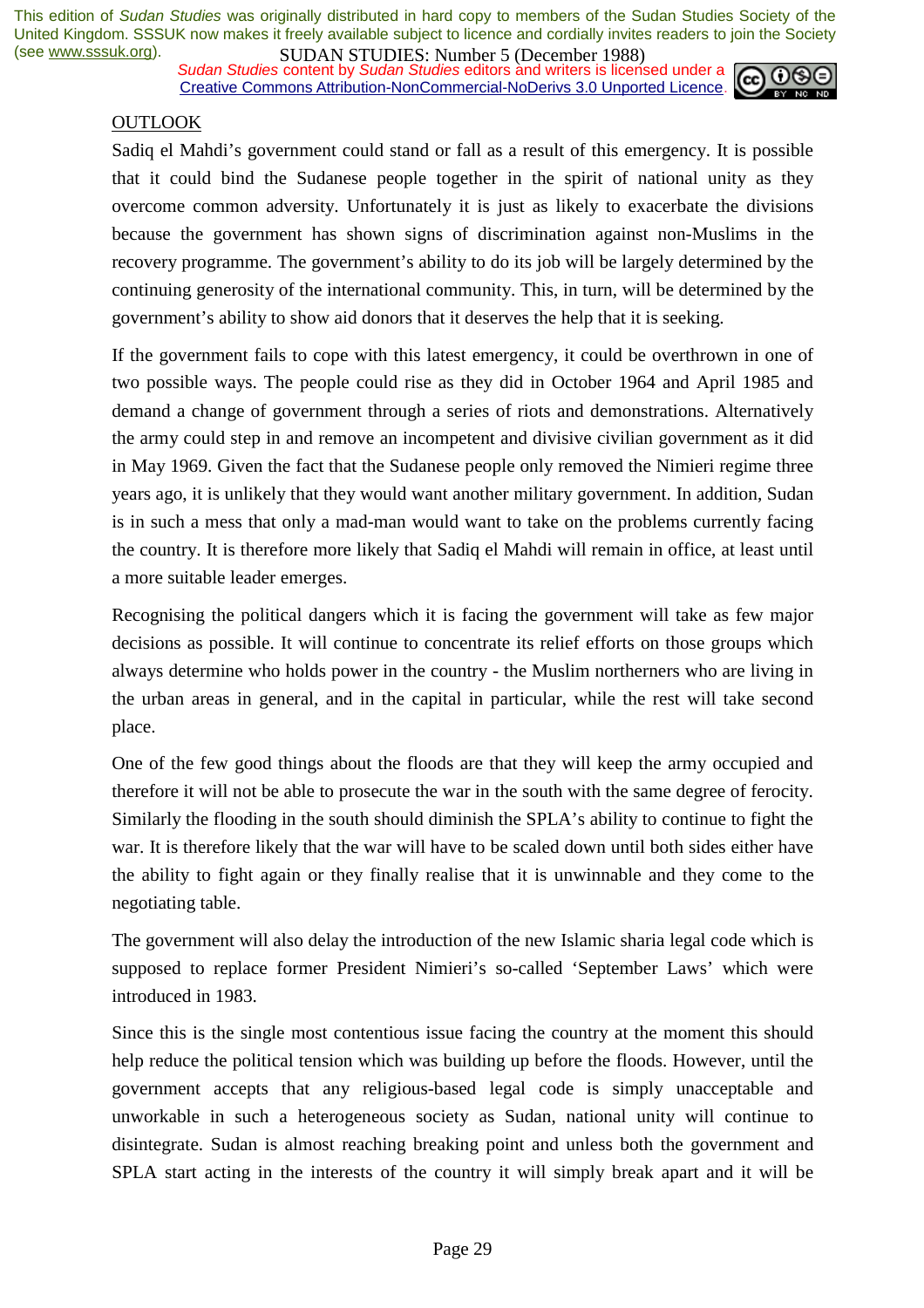## OUTLOOK

Sadiq el Mahdi's government could stand or fall as a result of this emergency. It is possible that it could bind the Sudanese people together in the spirit of national unity as they overcome common adversity. Unfortunately it is just as likely to exacerbate the divisions because the government has shown signs of discrimination against non-Muslims in the recovery programme. The government's ability to do its job will be largely determined by the continuing generosity of the international community. This, in turn, will be determined by the government's ability to show aid donors that it deserves the help that it is seeking.

If the government fails to cope with this latest emergency, it could be overthrown in one of two possible ways. The people could rise as they did in October 1964 and April 1985 and demand a change of government through a series of riots and demonstrations. Alternatively the army could step in and remove an incompetent and divisive civilian government as it did in May 1969. Given the fact that the Sudanese people only removed the Nimieri regime three years ago, it is unlikely that they would want another military government. In addition, Sudan is in such a mess that only a mad-man would want to take on the problems currently facing the country. It is therefore more likely that Sadiq el Mahdi will remain in office, at least until a more suitable leader emerges.

Recognising the political dangers which it is facing the government will take as few major decisions as possible. It will continue to concentrate its relief efforts on those groups which always determine who holds power in the country - the Muslim northerners who are living in the urban areas in general, and in the capital in particular, while the rest will take second place.

One of the few good things about the floods are that they will keep the army occupied and therefore it will not be able to prosecute the war in the south with the same degree of ferocity. Similarly the flooding in the south should diminish the SPLA's ability to continue to fight the war. It is therefore likely that the war will have to be scaled down until both sides either have the ability to fight again or they finally realise that it is unwinnable and they come to the negotiating table.

The government will also delay the introduction of the new Islamic sharia legal code which is supposed to replace former President Nimieri's so-called 'September Laws' which were introduced in 1983.

Since this is the single most contentious issue facing the country at the moment this should help reduce the political tension which was building up before the floods. However, until the government accepts that any religious-based legal code is simply unacceptable and unworkable in such a heterogeneous society as Sudan, national unity will continue to disintegrate. Sudan is almost reaching breaking point and unless both the government and SPLA start acting in the interests of the country it will simply break apart and it will be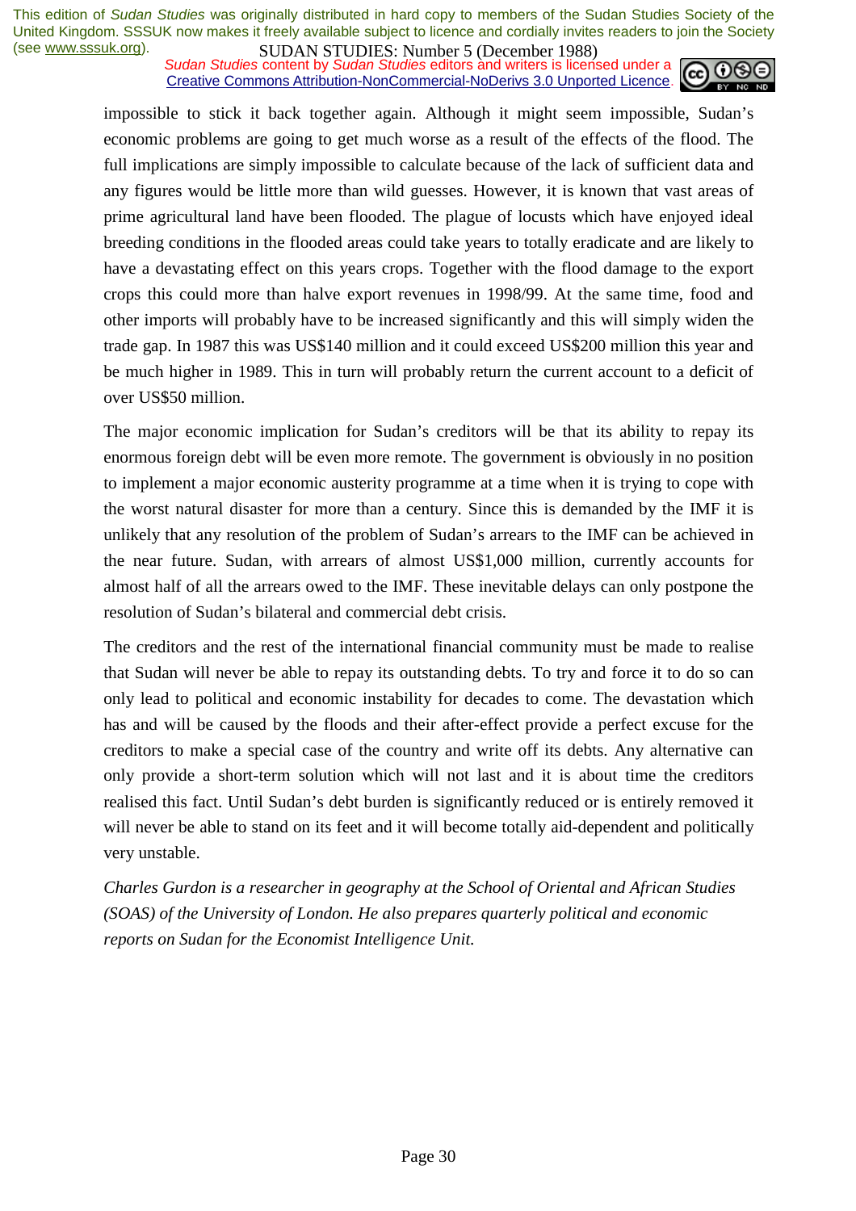impossible to stick it back together again. Although it might seem impossible, Sudan's economic problems are going to get much worse as a result of the effects of the flood. The full implications are simply impossible to calculate because of the lack of sufficient data and any figures would be little more than wild guesses. However, it is known that vast areas of prime agricultural land have been flooded. The plague of locusts which have enjoyed ideal breeding conditions in the flooded areas could take years to totally eradicate and are likely to have a devastating effect on this years crops. Together with the flood damage to the export crops this could more than halve export revenues in 1998/99. At the same time, food and other imports will probably have to be increased significantly and this will simply widen the trade gap. In 1987 this was US$140 million and it could exceed US$200 million this year and be much higher in 1989. This in turn will probably return the current account to a deficit of over US$50 million.

The major economic implication for Sudan's creditors will be that its ability to repay its enormous foreign debt will be even more remote. The government is obviously in no position to implement a major economic austerity programme at a time when it is trying to cope with the worst natural disaster for more than a century. Since this is demanded by the IMF it is unlikely that any resolution of the problem of Sudan's arrears to the IMF can be achieved in the near future. Sudan, with arrears of almost US$1,000 million, currently accounts for almost half of all the arrears owed to the IMF. These inevitable delays can only postpone the resolution of Sudan's bilateral and commercial debt crisis.

The creditors and the rest of the international financial community must be made to realise that Sudan will never be able to repay its outstanding debts. To try and force it to do so can only lead to political and economic instability for decades to come. The devastation which has and will be caused by the floods and their after-effect provide a perfect excuse for the creditors to make a special case of the country and write off its debts. Any alternative can only provide a short-term solution which will not last and it is about time the creditors realised this fact. Until Sudan's debt burden is significantly reduced or is entirely removed it will never be able to stand on its feet and it will become totally aid-dependent and politically very unstable.

*Charles Gurdon is a researcher in geography at the School of Oriental and African Studies (SOAS) of the University of London. He also prepares quarterly political and economic reports on Sudan for the Economist Intelligence Unit.*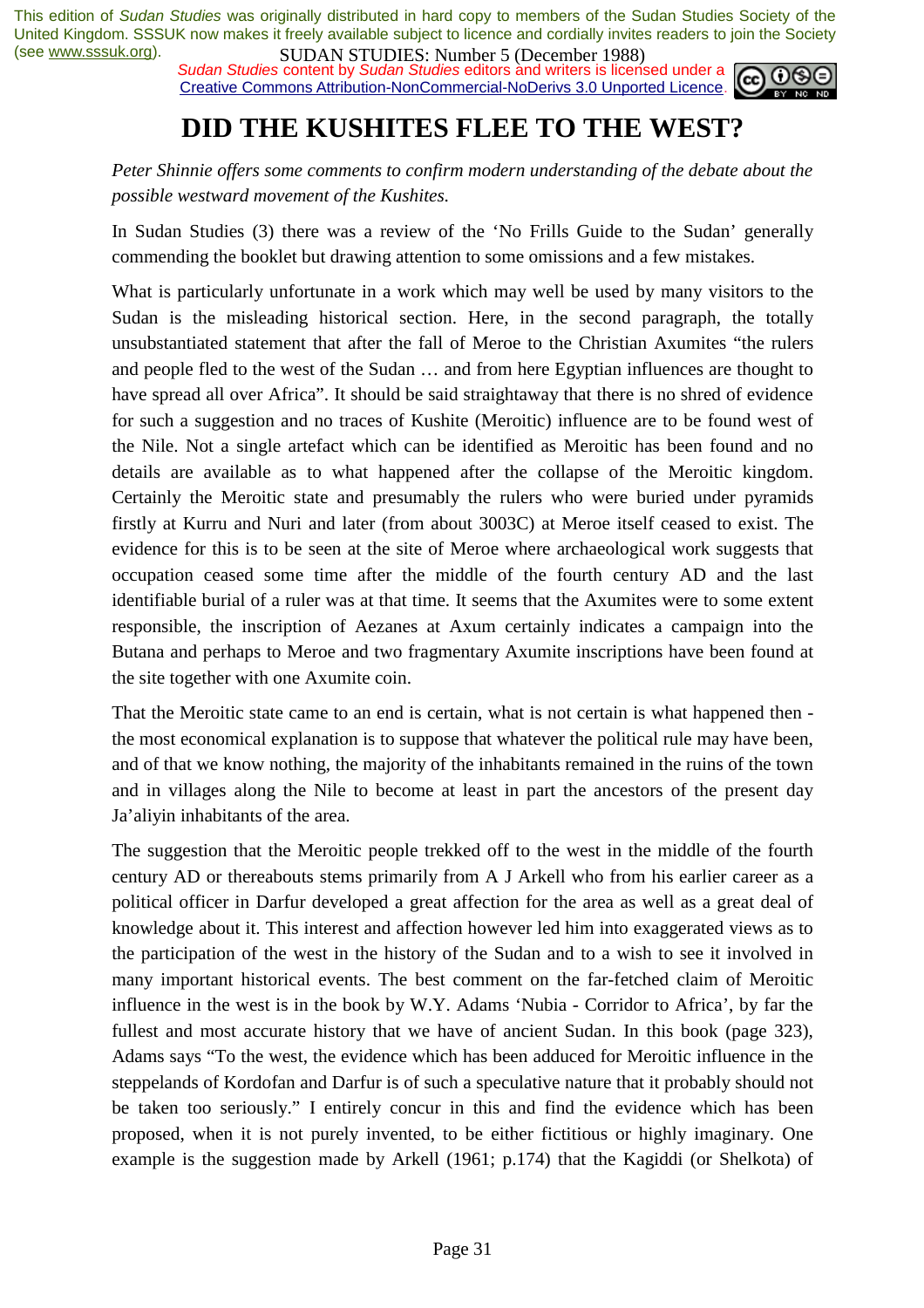# DID THE KUSHITES FLEE TO THE WEST?

*Peter Shinnie offers some comments to confirm modern understanding of the debate about the possible westward movement of the Kushites.*

In Sudan Studies (3) there was a review of the 'No Frills Guide to the Sudan' generally commending the booklet but drawing attention to some omissions and a few mistakes.

What is particularly unfortunate in a work which may well be used by many visitors to the Sudan is the misleading historical section. Here, in the second paragraph, the totally unsubstantiated statement that after the fall of Meroe to the Christian Axumites "the rulers and people fled to the west of the Sudan … and from here Egyptian influences are thought to have spread all over Africa". It should be said straightaway that there is no shred of evidence for such a suggestion and no traces of Kushite (Meroitic) influence are to be found west of the Nile. Not a single artefact which can be identified as Meroitic has been found and no details are available as to what happened after the collapse of the Meroitic kingdom. Certainly the Meroitic state and presumably the rulers who were buried under pyramids firstly at Kurru and Nuri and later (from about 3003C) at Meroe itself ceased to exist. The evidence for this is to be seen at the site of Meroe where archaeological work suggests that occupation ceased some time after the middle of the fourth century AD and the last identifiable burial of a ruler was at that time. It seems that the Axumites were to some extent responsible, the inscription of Aezanes at Axum certainly indicates a campaign into the Butana and perhaps to Meroe and two fragmentary Axumite inscriptions have been found at the site together with one Axumite coin.

That the Meroitic state came to an end is certain, what is not certain is what happened then - the most economical explanation is to suppose that whatever the political rule may have been, and of that we know nothing, the majority of the inhabitants remained in the ruins of the town and in villages along the Nile to become at least in part the ancestors of the present day Ja'aliyin inhabitants of the area.

The suggestion that the Meroitic people trekked off to the west in the middle of the fourth century AD or thereabouts stems primarily from A J Arkell who from his earlier career as a political officer in Darfur developed a great affection for the area as well as a great deal of knowledge about it. This interest and affection however led him into exaggerated views as to the participation of the west in the history of the Sudan and to a wish to see it involved in many important historical events. The best comment on the far-fetched claim of Meroitic influence in the west is in the book by W.Y. Adams 'Nubia - Corridor to Africa', by far the fullest and most accurate history that we have of ancient Sudan. In this book (page 323), Adams says "To the west, the evidence which has been adduced for Meroitic influence in the steppelands of Kordofan and Darfur is of such a speculative nature that it probably should not be taken too seriously." I entirely concur in this and find the evidence which has been proposed, when it is not purely invented, to be either fictitious or highly imaginary. One example is the suggestion made by Arkell (1961; p.174) that the Kagiddi (or Shelkota) of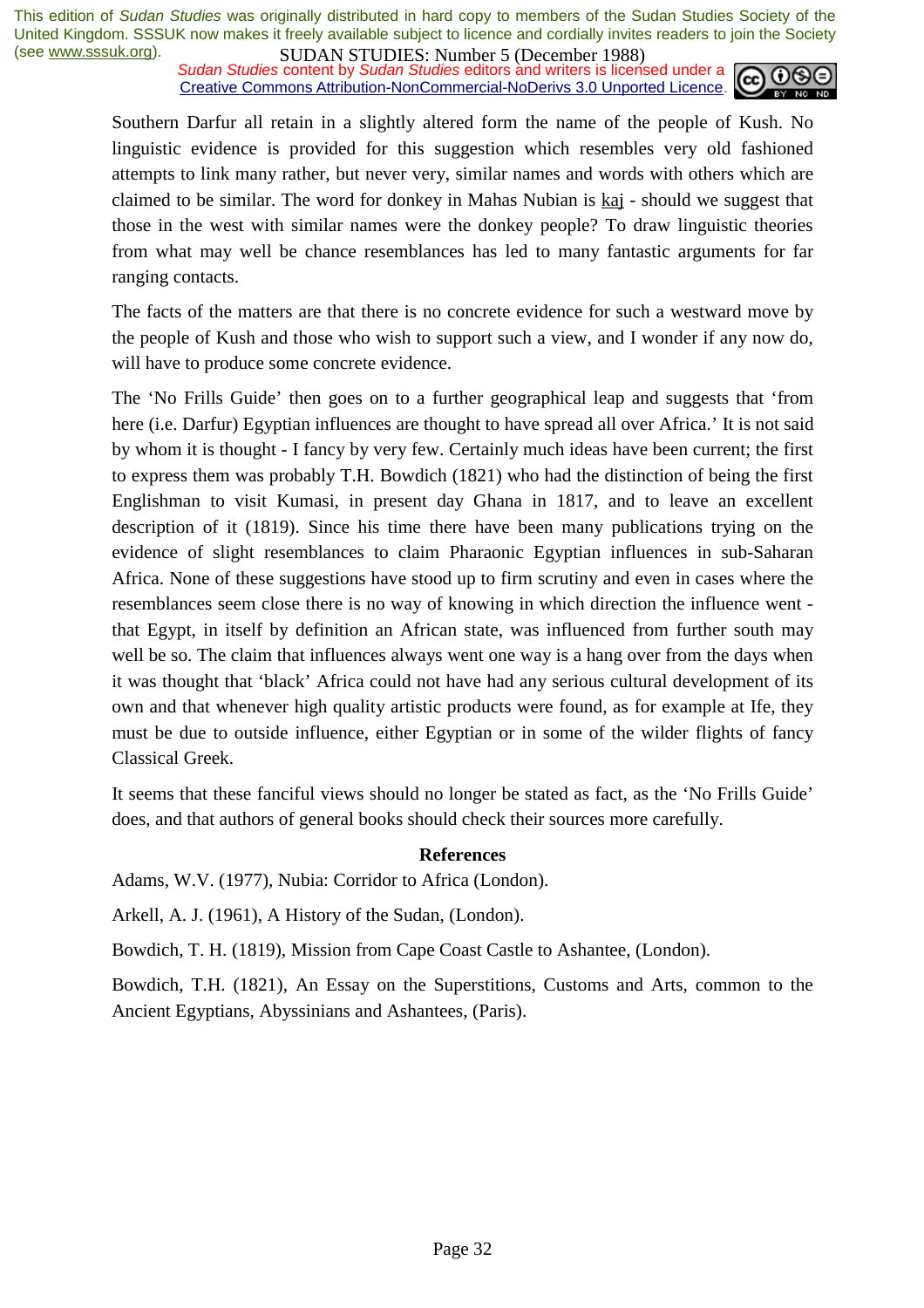Southern Darfur all retain in a slightly altered form the name of the people of Kush. No linguistic evidence is provided for this suggestion which resembles very old fashioned attempts to link many rather, but never very, similar names and words with others which are claimed to be similar. The word for donkey in Mahas Nubian is kaj - should we suggest that those in the west with similar names were the donkey people? To draw linguistic theories from what may well be chance resemblances has led to many fantastic arguments for far ranging contacts.

The facts of the matters are that there is no concrete evidence for such a westward move by the people of Kush and those who wish to support such a view, and I wonder if any now do, will have to produce some concrete evidence.

The 'No Frills Guide' then goes on to a further geographical leap and suggests that 'from here (i.e. Darfur) Egyptian influences are thought to have spread all over Africa.' It is not said by whom it is thought - I fancy by very few. Certainly much ideas have been current; the first to express them was probably T.H. Bowdich (1821) who had the distinction of being the first Englishman to visit Kumasi, in present day Ghana in 1817, and to leave an excellent description of it (1819). Since his time there have been many publications trying on the evidence of slight resemblances to claim Pharaonic Egyptian influences in sub-Saharan Africa. None of these suggestions have stood up to firm scrutiny and even in cases where the resemblances seem close there is no way of knowing in which direction the influence went - that Egypt, in itself by definition an African state, was influenced from further south may well be so. The claim that influences always went one way is a hang over from the days when it was thought that 'black' Africa could not have had any serious cultural development of its own and that whenever high quality artistic products were found, as for example at Ife, they must be due to outside influence, either Egyptian or in some of the wilder flights of fancy Classical Greek.

It seems that these fanciful views should no longer be stated as fact, as the 'No Frills Guide' does, and that authors of general books should check their sources more carefully.

**References**

Adams, W.V. (1977), Nubia: Corridor to Africa (London).

Arkell, A. J. (1961), A History of the Sudan, (London).

Bowdich, T. H. (1819), Mission from Cape Coast Castle to Ashantee, (London).

Bowdich, T.H. (1821), An Essay on the Superstitions, Customs and Arts, common to the Ancient Egyptians, Abyssinians and Ashantees, (Paris).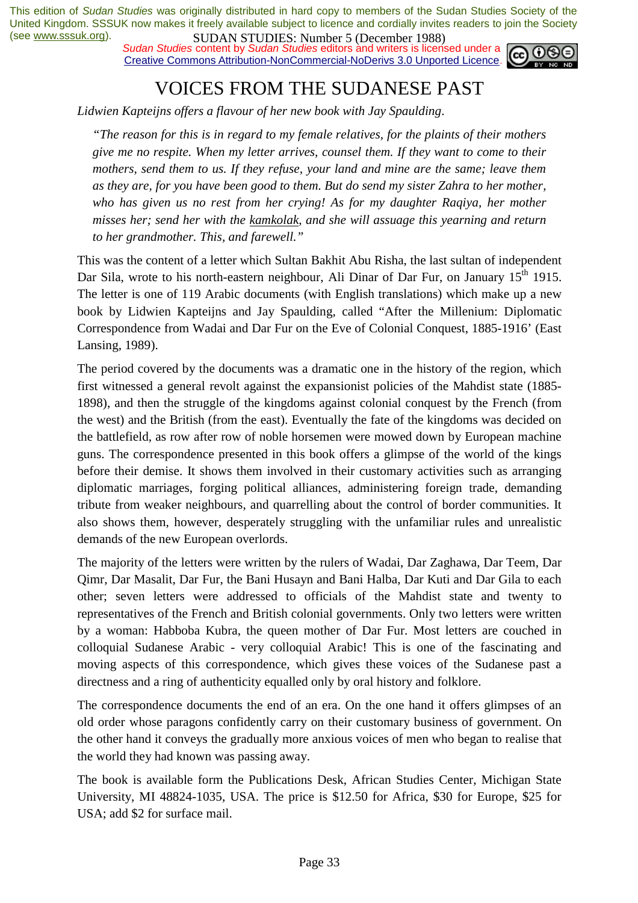# VOICES FROM THE SUDANESE PAST

*Lidwien Kapteijns offers a flavour of her new book with Jay Spaulding.*

> *"The reason for this is in regard to my female relatives, for the plaints of their mothers give me no respite. When my letter arrives, counsel them. If they want to come to their mothers, send them to us. If they refuse, your land and mine are the same; leave them as they are, for you have been good to them. But do send my sister Zahra to her mother, who has given us no rest from her crying! As for my daughter Raqiya, her mother misses her; send her with the kamkolak, and she will assuage this yearning and return to her grandmother. This, and farewell."*

This was the content of a letter which Sultan Bakhit Abu Risha, the last sultan of independent Dar Sila, wrote to his north-eastern neighbour, Ali Dinar of Dar Fur, on January 15th 1915. The letter is one of 119 Arabic documents (with English translations) which make up a new book by Lidwien Kapteijns and Jay Spaulding, called "After the Millenium: Diplomatic Correspondence from Wadai and Dar Fur on the Eve of Colonial Conquest, 1885-1916' (East Lansing, 1989).

The period covered by the documents was a dramatic one in the history of the region, which first witnessed a general revolt against the expansionist policies of the Mahdist state (1885-1898), and then the struggle of the kingdoms against colonial conquest by the French (from the west) and the British (from the east). Eventually the fate of the kingdoms was decided on the battlefield, as row after row of noble horsemen were mowed down by European machine guns. The correspondence presented in this book offers a glimpse of the world of the kings before their demise. It shows them involved in their customary activities such as arranging diplomatic marriages, forging political alliances, administering foreign trade, demanding tribute from weaker neighbours, and quarrelling about the control of border communities. It also shows them, however, desperately struggling with the unfamiliar rules and unrealistic demands of the new European overlords.

The majority of the letters were written by the rulers of Wadai, Dar Zaghawa, Dar Teem, Dar Qimr, Dar Masalit, Dar Fur, the Bani Husayn and Bani Halba, Dar Kuti and Dar Gila to each other; seven letters were addressed to officials of the Mahdist state and twenty to representatives of the French and British colonial governments. Only two letters were written by a woman: Habboba Kubra, the queen mother of Dar Fur. Most letters are couched in colloquial Sudanese Arabic - very colloquial Arabic! This is one of the fascinating and moving aspects of this correspondence, which gives these voices of the Sudanese past a directness and a ring of authenticity equalled only by oral history and folklore.

The correspondence documents the end of an era. On the one hand it offers glimpses of an old order whose paragons confidently carry on their customary business of government. On the other hand it conveys the gradually more anxious voices of men who began to realise that the world they had known was passing away.

The book is available form the Publications Desk, African Studies Center, Michigan State University, MI 48824-1035, USA. The price is $12.50 for Africa, $30 for Europe, $25 for USA; add $2 for surface mail.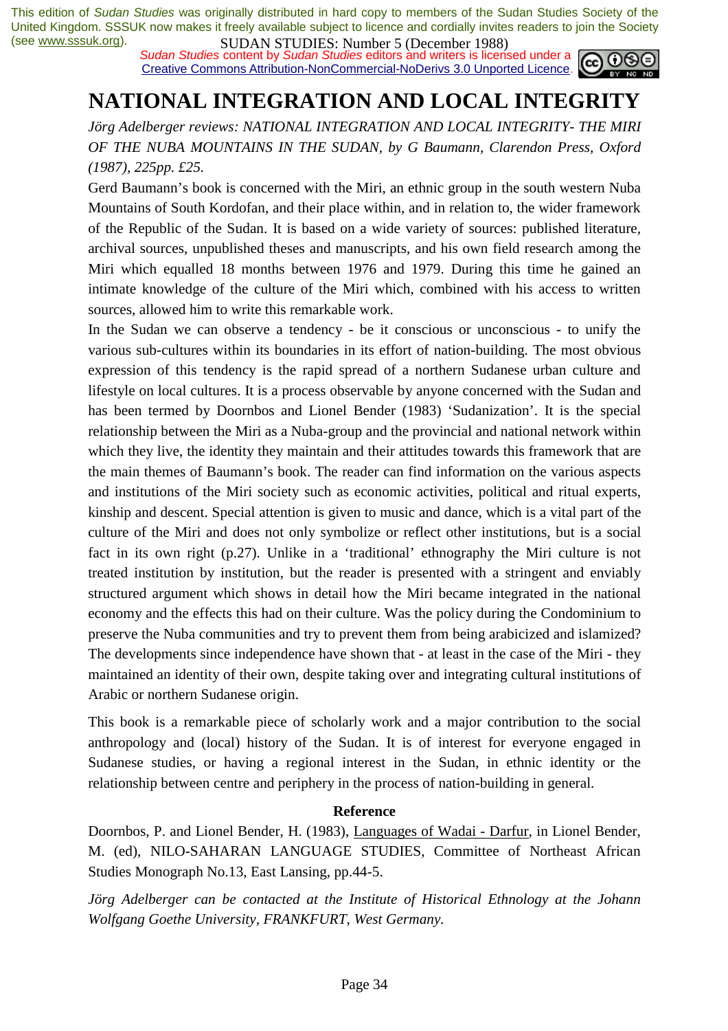# NATIONAL INTEGRATION AND LOCAL INTEGRITY

*Jörg Adelberger reviews: NATIONAL INTEGRATION AND LOCAL INTEGRITY- THE MIRI OF THE NUBA MOUNTAINS IN THE SUDAN, by G Baumann, Clarendon Press, Oxford (1987), 225pp. £25.*

Gerd Baumann's book is concerned with the Miri, an ethnic group in the south western Nuba Mountains of South Kordofan, and their place within, and in relation to, the wider framework of the Republic of the Sudan. It is based on a wide variety of sources: published literature, archival sources, unpublished theses and manuscripts, and his own field research among the Miri which equalled 18 months between 1976 and 1979. During this time he gained an intimate knowledge of the culture of the Miri which, combined with his access to written sources, allowed him to write this remarkable work.

In the Sudan we can observe a tendency - be it conscious or unconscious - to unify the various sub-cultures within its boundaries in its effort of nation-building. The most obvious expression of this tendency is the rapid spread of a northern Sudanese urban culture and lifestyle on local cultures. It is a process observable by anyone concerned with the Sudan and has been termed by Doornbos and Lionel Bender (1983) 'Sudanization'. It is the special relationship between the Miri as a Nuba-group and the provincial and national network within which they live, the identity they maintain and their attitudes towards this framework that are the main themes of Baumann's book. The reader can find information on the various aspects and institutions of the Miri society such as economic activities, political and ritual experts, kinship and descent. Special attention is given to music and dance, which is a vital part of the culture of the Miri and does not only symbolize or reflect other institutions, but is a social fact in its own right (p.27). Unlike in a 'traditional' ethnography the Miri culture is not treated institution by institution, but the reader is presented with a stringent and enviably structured argument which shows in detail how the Miri became integrated in the national economy and the effects this had on their culture. Was the policy during the Condominium to preserve the Nuba communities and try to prevent them from being arabicized and islamized? The developments since independence have shown that - at least in the case of the Miri - they maintained an identity of their own, despite taking over and integrating cultural institutions of Arabic or northern Sudanese origin.

This book is a remarkable piece of scholarly work and a major contribution to the social anthropology and (local) history of the Sudan. It is of interest for everyone engaged in Sudanese studies, or having a regional interest in the Sudan, in ethnic identity or the relationship between centre and periphery in the process of nation-building in general.

### Reference

Doornbos, P. and Lionel Bender, H. (1983), Languages of Wadai - Darfur, in Lionel Bender, M. (ed), NILO-SAHARAN LANGUAGE STUDIES, Committee of Northeast African Studies Monograph No.13, East Lansing, pp.44-5.

*Jörg Adelberger can be contacted at the Institute of Historical Ethnology at the Johann Wolfgang Goethe University, FRANKFURT, West Germany.*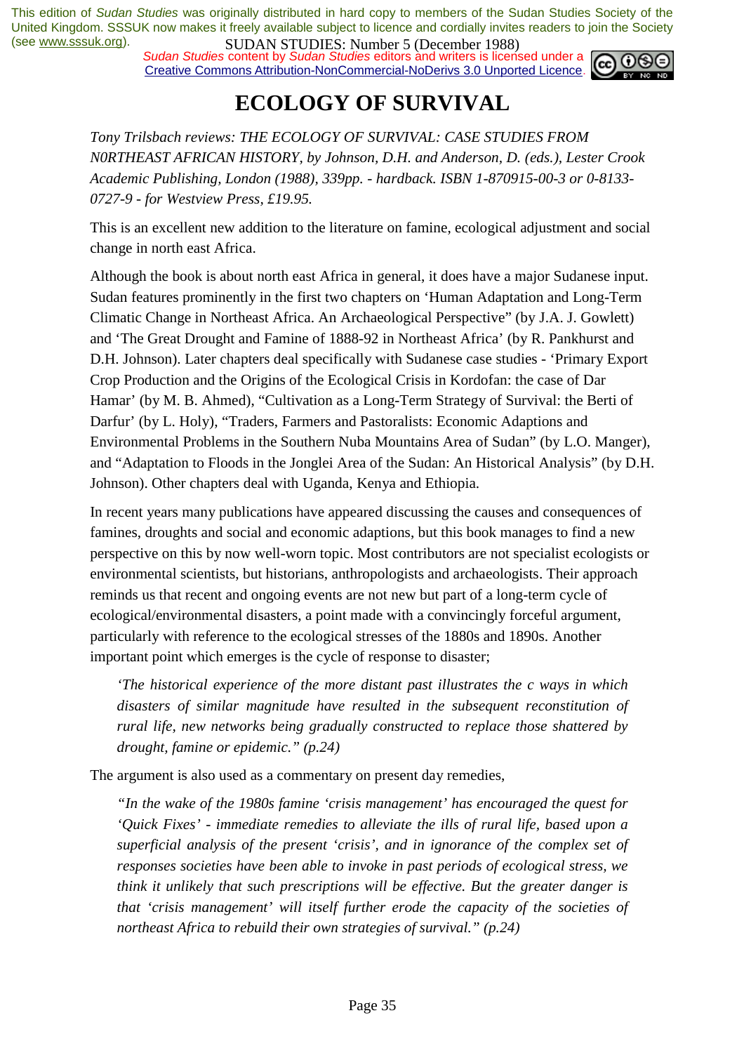This edition of *Sudan Studies* was originally distributed in hard copy to members of the Sudan Studies Society of the United Kingdom. SSSUK now makes it freely available subject to licence and cordially invites readers to join the Society (see www.sssuk.org).

*Sudan Studies* content by *Sudan Studies* editors and writers is licensed under a Creative Commons Attribution-NonCommercial-NoDerivs 3.0 Unported Licence.

# ECOLOGY OF SURVIVAL

*Tony Trilsbach reviews: THE ECOLOGY OF SURVIVAL: CASE STUDIES FROM N0RTHEAST AFRICAN HISTORY, by Johnson, D.H. and Anderson, D. (eds.), Lester Crook Academic Publishing, London (1988), 339pp. - hardback. ISBN 1-870915-00-3 or 0-8133-0727-9 - for Westview Press, £19.95.*

This is an excellent new addition to the literature on famine, ecological adjustment and social change in north east Africa.

Although the book is about north east Africa in general, it does have a major Sudanese input. Sudan features prominently in the first two chapters on 'Human Adaptation and Long-Term Climatic Change in Northeast Africa. An Archaeological Perspective" (by J.A. J. Gowlett) and 'The Great Drought and Famine of 1888-92 in Northeast Africa' (by R. Pankhurst and D.H. Johnson). Later chapters deal specifically with Sudanese case studies - 'Primary Export Crop Production and the Origins of the Ecological Crisis in Kordofan: the case of Dar Hamar' (by M. B. Ahmed), "Cultivation as a Long-Term Strategy of Survival: the Berti of Darfur' (by L. Holy), "Traders, Farmers and Pastoralists: Economic Adaptions and Environmental Problems in the Southern Nuba Mountains Area of Sudan" (by L.O. Manger), and "Adaptation to Floods in the Jonglei Area of the Sudan: An Historical Analysis" (by D.H. Johnson). Other chapters deal with Uganda, Kenya and Ethiopia.

In recent years many publications have appeared discussing the causes and consequences of famines, droughts and social and economic adaptions, but this book manages to find a new perspective on this by now well-worn topic. Most contributors are not specialist ecologists or environmental scientists, but historians, anthropologists and archaeologists. Their approach reminds us that recent and ongoing events are not new but part of a long-term cycle of ecological/environmental disasters, a point made with a convincingly forceful argument, particularly with reference to the ecological stresses of the 1880s and 1890s. Another important point which emerges is the cycle of response to disaster;

> *'The historical experience of the more distant past illustrates the c ways in which disasters of similar magnitude have resulted in the subsequent reconstitution of rural life, new networks being gradually constructed to replace those shattered by drought, famine or epidemic." (p.24)*

The argument is also used as a commentary on present day remedies,

> *"In the wake of the 1980s famine 'crisis management' has encouraged the quest for 'Quick Fixes' - immediate remedies to alleviate the ills of rural life, based upon a superficial analysis of the present 'crisis', and in ignorance of the complex set of responses societies have been able to invoke in past periods of ecological stress, we think it unlikely that such prescriptions will be effective. But the greater danger is that 'crisis management' will itself further erode the capacity of the societies of northeast Africa to rebuild their own strategies of survival." (p.24)*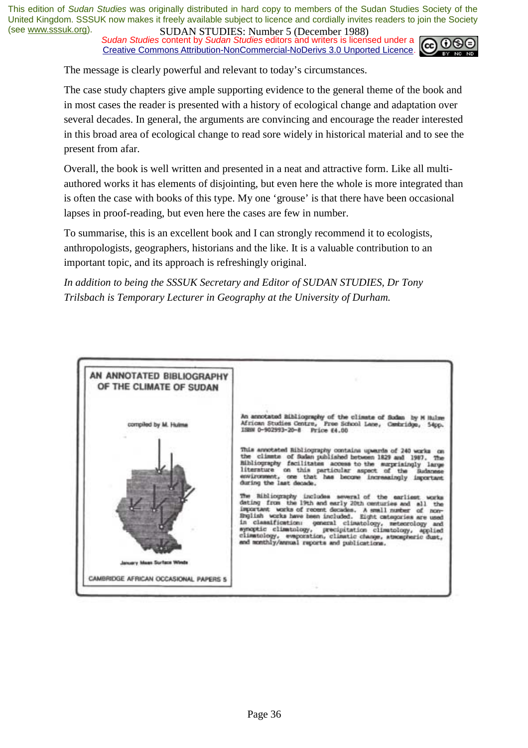The message is clearly powerful and relevant to today's circumstances.

The case study chapters give ample supporting evidence to the general theme of the book and in most cases the reader is presented with a history of ecological change and adaptation over several decades. In general, the arguments are convincing and encourage the reader interested in this broad area of ecological change to read sore widely in historical material and to see the present from afar.

Overall, the book is well written and presented in a neat and attractive form. Like all multi-authored works it has elements of disjointing, but even here the whole is more integrated than is often the case with books of this type. My one 'grouse' is that there have been occasional lapses in proof-reading, but even here the cases are few in number.

To summarise, this is an excellent book and I can strongly recommend it to ecologists, anthropologists, geographers, historians and the like. It is a valuable contribution to an important topic, and its approach is refreshingly original.

*In addition to being the SSSUK Secretary and Editor of SUDAN STUDIES, Dr Tony Trilsbach is Temporary Lecturer in Geography at the University of Durham.*

**AN ANNOTATED BIBLIOGRAPHY OF THE CLIMATE OF SUDAN**

compiled by M. Hulme

January Mean Surface Winds

CAMBRIDGE AFRICAN OCCASIONAL PAPERS 5

An annotated Bibliography of the climate of Sudan by M Hulme African Studies Centre, Free School Lane, Cambridge, 54pp. ISBN 0-902993-20-8 Price £4.00

This annotated Bibliography contains upwards of 240 works on the climate of Sudan published between 1829 and 1987. The Bibliography facilitates access to the surprisingly large literature on this particular aspect of the Sudanese environment, one that has become increasingly important during the last decade.

The Bibliography includes several of the earliest works dating from the 19th and early 20th centuries and all the important works of recent decades. A small number of non-English works have been included. Eight categories are used in classification: general climatology, meteorology and synoptic climatology, precipitation climatology, applied climatology, evaporation, climatic change, atmospheric dust, and monthly/annual reports and publications.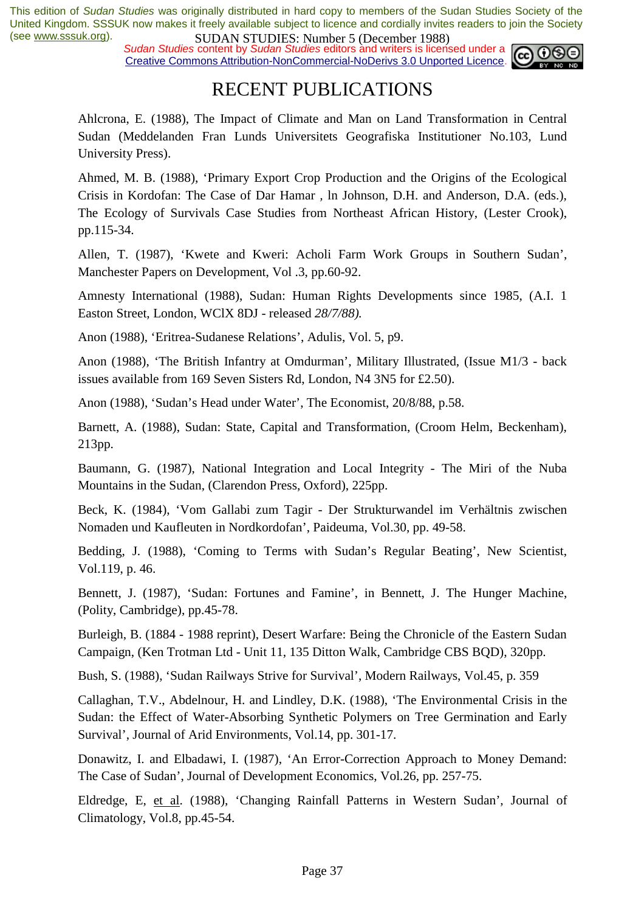# RECENT PUBLICATIONS

Ahlcrona, E. (1988), The Impact of Climate and Man on Land Transformation in Central Sudan (Meddelanden Fran Lunds Universitets Geografiska Institutioner No.103, Lund University Press).

Ahmed, M. B. (1988), 'Primary Export Crop Production and the Origins of the Ecological Crisis in Kordofan: The Case of Dar Hamar , ln Johnson, D.H. and Anderson, D.A. (eds.), The Ecology of Survivals Case Studies from Northeast African History, (Lester Crook), pp.115-34.

Allen, T. (1987), 'Kwete and Kweri: Acholi Farm Work Groups in Southern Sudan', Manchester Papers on Development, Vol .3, pp.60-92.

Amnesty International (1988), Sudan: Human Rights Developments since 1985, (A.I. 1 Easton Street, London, WClX 8DJ - released *28/7/88).*

Anon (1988), 'Eritrea-Sudanese Relations', Adulis, Vol. 5, p9.

Anon (1988), 'The British Infantry at Omdurman', Military Illustrated, (Issue M1/3 - back issues available from 169 Seven Sisters Rd, London, N4 3N5 for £2.50).

Anon (1988), 'Sudan's Head under Water', The Economist, 20/8/88, p.58.

Barnett, A. (1988), Sudan: State, Capital and Transformation, (Croom Helm, Beckenham), 213pp.

Baumann, G. (1987), National Integration and Local Integrity - The Miri of the Nuba Mountains in the Sudan, (Clarendon Press, Oxford), 225pp.

Beck, K. (1984), 'Vom Gallabi zum Tagir - Der Strukturwandel im Verhältnis zwischen Nomaden und Kaufleuten in Nordkordofan', Paideuma, Vol.30, pp. 49-58.

Bedding, J. (1988), 'Coming to Terms with Sudan's Regular Beating', New Scientist, Vol.119, p. 46.

Bennett, J. (1987), 'Sudan: Fortunes and Famine', in Bennett, J. The Hunger Machine, (Polity, Cambridge), pp.45-78.

Burleigh, B. (1884 - 1988 reprint), Desert Warfare: Being the Chronicle of the Eastern Sudan Campaign, (Ken Trotman Ltd - Unit 11, 135 Ditton Walk, Cambridge CBS BQD), 320pp.

Bush, S. (1988), 'Sudan Railways Strive for Survival', Modern Railways, Vol.45, p. 359

Callaghan, T.V., Abdelnour, H. and Lindley, D.K. (1988), 'The Environmental Crisis in the Sudan: the Effect of Water-Absorbing Synthetic Polymers on Tree Germination and Early Survival', Journal of Arid Environments, Vol.14, pp. 301-17.

Donawitz, I. and Elbadawi, I. (1987), 'An Error-Correction Approach to Money Demand: The Case of Sudan', Journal of Development Economics, Vol.26, pp. 257-75.

Eldredge, E, et al. (1988), 'Changing Rainfall Patterns in Western Sudan', Journal of Climatology, Vol.8, pp.45-54.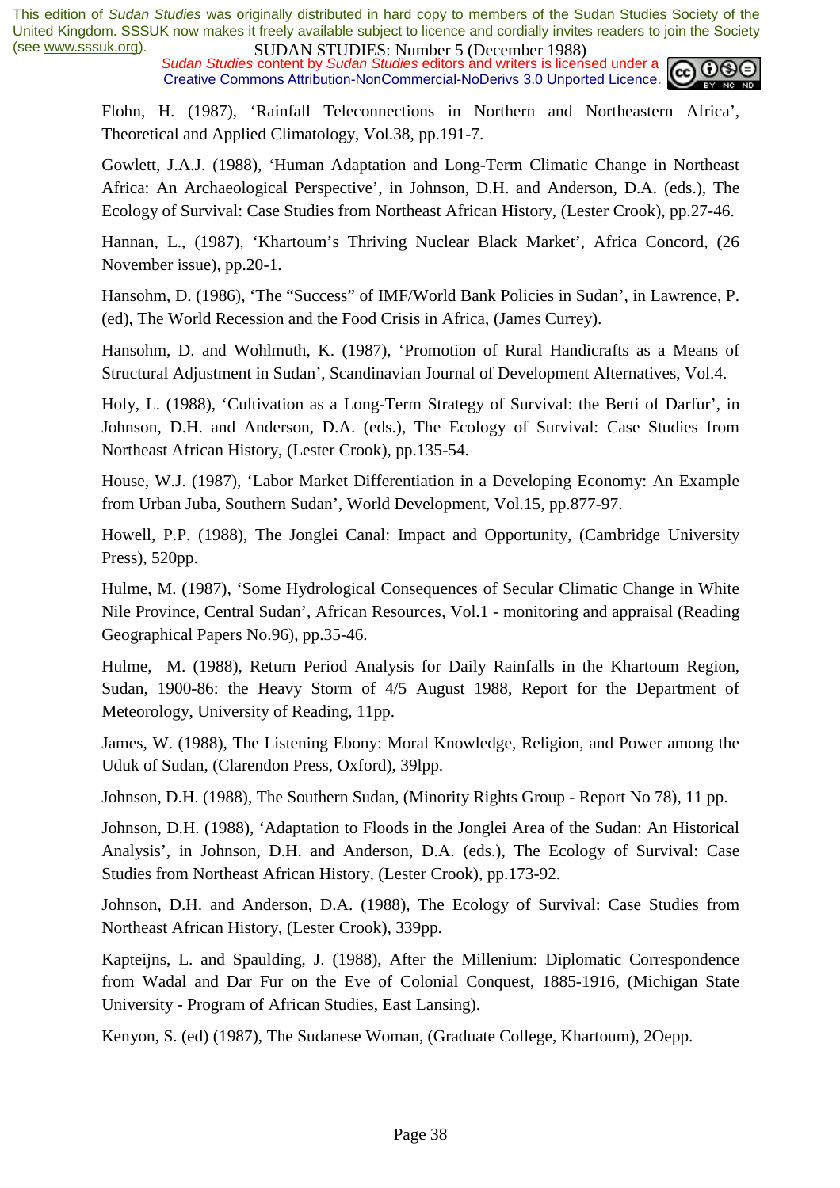Flohn, H. (1987), 'Rainfall Teleconnections in Northern and Northeastern Africa', Theoretical and Applied Climatology, Vol.38, pp.191-7.

Gowlett, J.A.J. (1988), 'Human Adaptation and Long-Term Climatic Change in Northeast Africa: An Archaeological Perspective', in Johnson, D.H. and Anderson, D.A. (eds.), The Ecology of Survival: Case Studies from Northeast African History, (Lester Crook), pp.27-46.

Hannan, L., (1987), 'Khartoum's Thriving Nuclear Black Market', Africa Concord, (26 November issue), pp.20-1.

Hansohm, D. (1986), 'The "Success" of IMF/World Bank Policies in Sudan', in Lawrence, P. (ed), The World Recession and the Food Crisis in Africa, (James Currey).

Hansohm, D. and Wohlmuth, K. (1987), 'Promotion of Rural Handicrafts as a Means of Structural Adjustment in Sudan', Scandinavian Journal of Development Alternatives, Vol.4.

Holy, L. (1988), 'Cultivation as a Long-Term Strategy of Survival: the Berti of Darfur', in Johnson, D.H. and Anderson, D.A. (eds.), The Ecology of Survival: Case Studies from Northeast African History, (Lester Crook), pp.135-54.

House, W.J. (1987), 'Labor Market Differentiation in a Developing Economy: An Example from Urban Juba, Southern Sudan', World Development, Vol.15, pp.877-97.

Howell, P.P. (1988), The Jonglei Canal: Impact and Opportunity, (Cambridge University Press), 520pp.

Hulme, M. (1987), 'Some Hydrological Consequences of Secular Climatic Change in White Nile Province, Central Sudan', African Resources, Vol.1 - monitoring and appraisal (Reading Geographical Papers No.96), pp.35-46.

Hulme, M. (1988), Return Period Analysis for Daily Rainfalls in the Khartoum Region, Sudan, 1900-86: the Heavy Storm of 4/5 August 1988, Report for the Department of Meteorology, University of Reading, 11pp.

James, W. (1988), The Listening Ebony: Moral Knowledge, Religion, and Power among the Uduk of Sudan, (Clarendon Press, Oxford), 39lpp.

Johnson, D.H. (1988), The Southern Sudan, (Minority Rights Group - Report No 78), 11 pp.

Johnson, D.H. (1988), 'Adaptation to Floods in the Jonglei Area of the Sudan: An Historical Analysis', in Johnson, D.H. and Anderson, D.A. (eds.), The Ecology of Survival: Case Studies from Northeast African History, (Lester Crook), pp.173-92.

Johnson, D.H. and Anderson, D.A. (1988), The Ecology of Survival: Case Studies from Northeast African History, (Lester Crook), 339pp.

Kapteijns, L. and Spaulding, J. (1988), After the Millenium: Diplomatic Correspondence from Wadal and Dar Fur on the Eve of Colonial Conquest, 1885-1916, (Michigan State University - Program of African Studies, East Lansing).

Kenyon, S. (ed) (1987), The Sudanese Woman, (Graduate College, Khartoum), 2Oepp.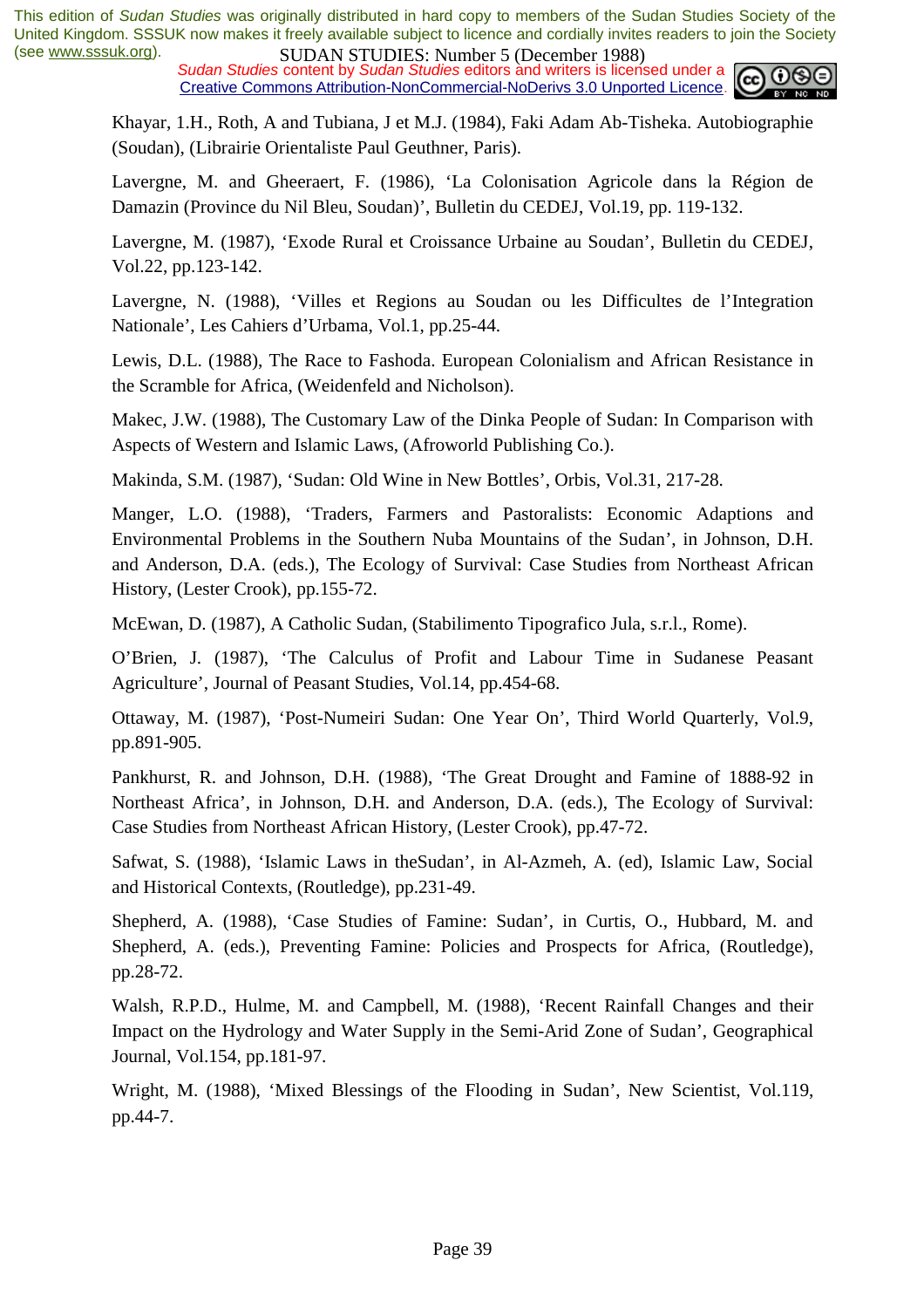Khayar, 1.H., Roth, A and Tubiana, J et M.J. (1984), Faki Adam Ab-Tisheka. Autobiographie (Soudan), (Librairie Orientaliste Paul Geuthner, Paris).

Lavergne, M. and Gheeraert, F. (1986), 'La Colonisation Agricole dans la Région de Damazin (Province du Nil Bleu, Soudan)', Bulletin du CEDEJ, Vol.19, pp. 119-132.

Lavergne, M. (1987), 'Exode Rural et Croissance Urbaine au Soudan', Bulletin du CEDEJ, Vol.22, pp.123-142.

Lavergne, N. (1988), 'Villes et Regions au Soudan ou les Difficultes de l'Integration Nationale', Les Cahiers d'Urbama, Vol.1, pp.25-44.

Lewis, D.L. (1988), The Race to Fashoda. European Colonialism and African Resistance in the Scramble for Africa, (Weidenfeld and Nicholson).

Makec, J.W. (1988), The Customary Law of the Dinka People of Sudan: In Comparison with Aspects of Western and Islamic Laws, (Afroworld Publishing Co.).

Makinda, S.M. (1987), 'Sudan: Old Wine in New Bottles', Orbis, Vol.31, 217-28.

Manger, L.O. (1988), 'Traders, Farmers and Pastoralists: Economic Adaptions and Environmental Problems in the Southern Nuba Mountains of the Sudan', in Johnson, D.H. and Anderson, D.A. (eds.), The Ecology of Survival: Case Studies from Northeast African History, (Lester Crook), pp.155-72.

McEwan, D. (1987), A Catholic Sudan, (Stabilimento Tipografico Jula, s.r.l., Rome).

O'Brien, J. (1987), 'The Calculus of Profit and Labour Time in Sudanese Peasant Agriculture', Journal of Peasant Studies, Vol.14, pp.454-68.

Ottaway, M. (1987), 'Post-Numeiri Sudan: One Year On', Third World Quarterly, Vol.9, pp.891-905.

Pankhurst, R. and Johnson, D.H. (1988), 'The Great Drought and Famine of 1888-92 in Northeast Africa', in Johnson, D.H. and Anderson, D.A. (eds.), The Ecology of Survival: Case Studies from Northeast African History, (Lester Crook), pp.47-72.

Safwat, S. (1988), 'Islamic Laws in theSudan', in Al-Azmeh, A. (ed), Islamic Law, Social and Historical Contexts, (Routledge), pp.231-49.

Shepherd, A. (1988), 'Case Studies of Famine: Sudan', in Curtis, O., Hubbard, M. and Shepherd, A. (eds.), Preventing Famine: Policies and Prospects for Africa, (Routledge), pp.28-72.

Walsh, R.P.D., Hulme, M. and Campbell, M. (1988), 'Recent Rainfall Changes and their Impact on the Hydrology and Water Supply in the Semi-Arid Zone of Sudan', Geographical Journal, Vol.154, pp.181-97.

Wright, M. (1988), 'Mixed Blessings of the Flooding in Sudan', New Scientist, Vol.119, pp.44-7.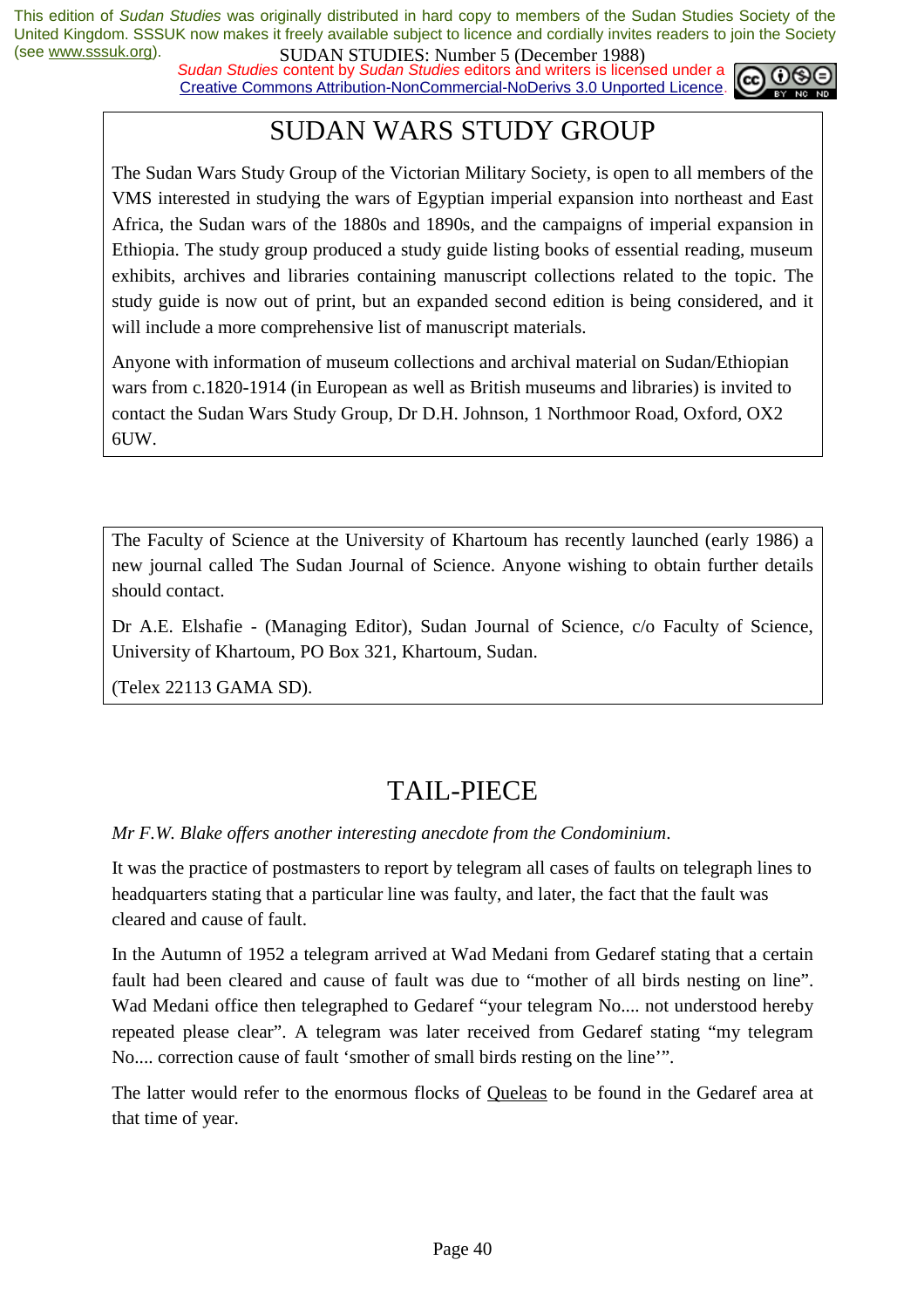# SUDAN WARS STUDY GROUP

The Sudan Wars Study Group of the Victorian Military Society, is open to all members of the VMS interested in studying the wars of Egyptian imperial expansion into northeast and East Africa, the Sudan wars of the 1880s and 1890s, and the campaigns of imperial expansion in Ethiopia. The study group produced a study guide listing books of essential reading, museum exhibits, archives and libraries containing manuscript collections related to the topic. The study guide is now out of print, but an expanded second edition is being considered, and it will include a more comprehensive list of manuscript materials.

Anyone with information of museum collections and archival material on Sudan/Ethiopian wars from c.1820-1914 (in European as well as British museums and libraries) is invited to contact the Sudan Wars Study Group, Dr D.H. Johnson, 1 Northmoor Road, Oxford, OX2 6UW.

The Faculty of Science at the University of Khartoum has recently launched (early 1986) a new journal called The Sudan Journal of Science. Anyone wishing to obtain further details should contact.

Dr A.E. Elshafie - (Managing Editor), Sudan Journal of Science, c/o Faculty of Science, University of Khartoum, PO Box 321, Khartoum, Sudan.

(Telex 22113 GAMA SD).

# TAIL-PIECE

*Mr F.W. Blake offers another interesting anecdote from the Condominium.*

It was the practice of postmasters to report by telegram all cases of faults on telegraph lines to headquarters stating that a particular line was faulty, and later, the fact that the fault was cleared and cause of fault.

In the Autumn of 1952 a telegram arrived at Wad Medani from Gedaref stating that a certain fault had been cleared and cause of fault was due to "mother of all birds nesting on line". Wad Medani office then telegraphed to Gedaref "your telegram No.... not understood hereby repeated please clear". A telegram was later received from Gedaref stating "my telegram No.... correction cause of fault 'smother of small birds resting on the line'".

The latter would refer to the enormous flocks of Queleas to be found in the Gedaref area at that time of year.